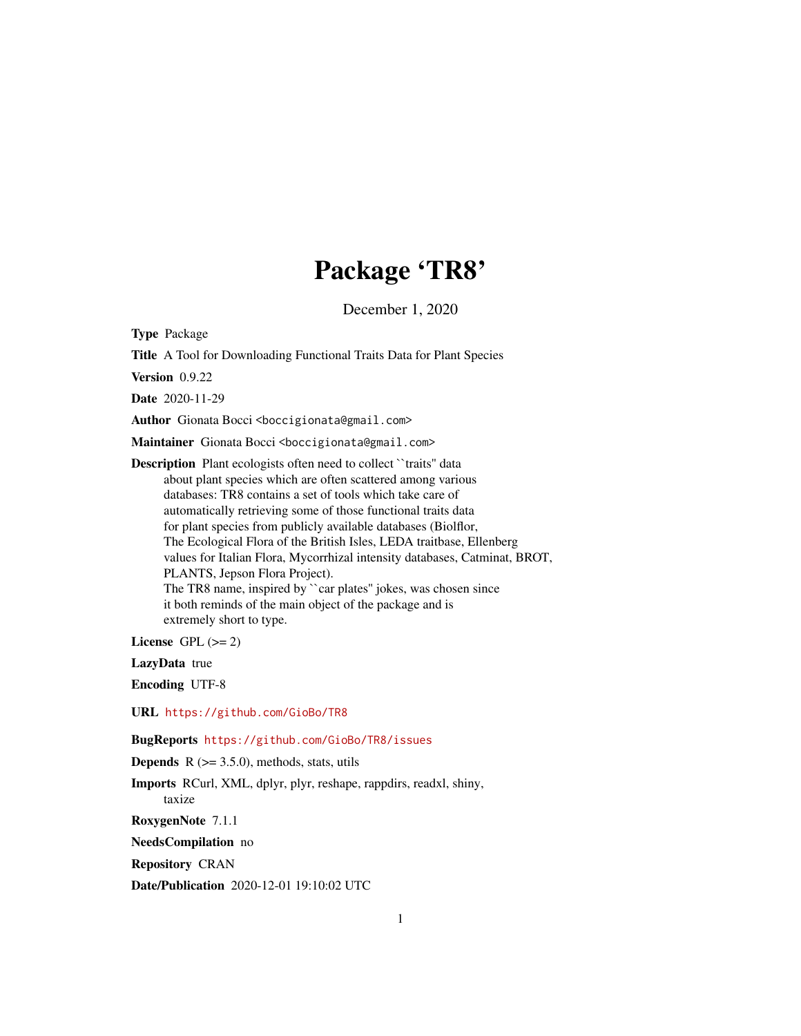# Package 'TR8'

December 1, 2020

**Type** Package

**Title** A Tool for Downloading Functional Traits Data for Plant Species

**Version** 0.9.22

**Date** 2020-11-29

**Author** Gionata Bocci <boccigionata@gmail.com>

**Maintainer** Gionata Bocci <boccigionata@gmail.com>

**Description** Plant ecologists often need to collect ``traits'' data about plant species which are often scattered among various databases: TR8 contains a set of tools which take care of automatically retrieving some of those functional traits data for plant species from publicly available databases (Biolflor, The Ecological Flora of the British Isles, LEDA traitbase, Ellenberg values for Italian Flora, Mycorrhizal intensity databases, Catminat, BROT, PLANTS, Jepson Flora Project).
The TR8 name, inspired by ``car plates'' jokes, was chosen since it both reminds of the main object of the package and is extremely short to type.

**License** GPL (>= 2)

**LazyData** true

**Encoding** UTF-8

**URL** https://github.com/GioBo/TR8

**BugReports** https://github.com/GioBo/TR8/issues

**Depends** R (>= 3.5.0), methods, stats, utils

**Imports** RCurl, XML, dplyr, plyr, reshape, rappdirs, readxl, shiny, taxize

**RoxygenNote** 7.1.1

**NeedsCompilation** no

**Repository** CRAN

**Date/Publication** 2020-12-01 19:10:02 UTC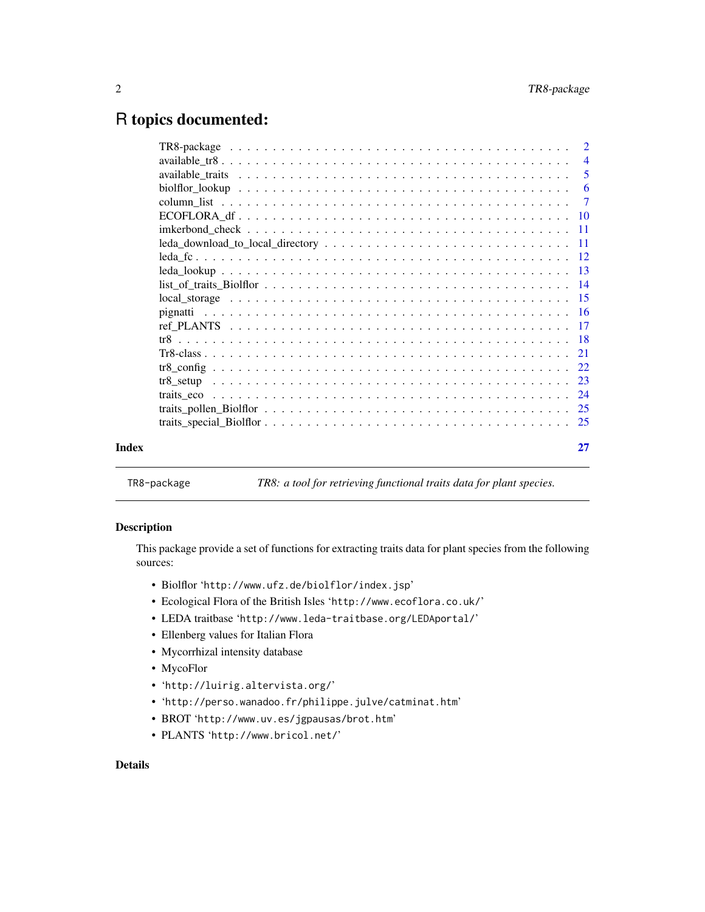# R topics documented:

| | |
|---|---|
| TR8-package | 2 |
| available_tr8 | 4 |
| available_traits | 5 |
| biolflor_lookup | 6 |
| column_list | 7 |
| ECOFLORA_df | 10 |
| imkerbond_check | 11 |
| leda_download_to_local_directory | 11 |
| leda_fc | 12 |
| leda_lookup | 13 |
| list_of_traits_Biolflor | 14 |
| local_storage | 15 |
| pignatti | 16 |
| ref_PLANTS | 17 |
| tr8 | 18 |
| Tr8-class | 21 |
| tr8_config | 22 |
| tr8_setup | 23 |
| traits_eco | 24 |
| traits_pollen_Biolflor | 25 |
| traits_special_Biolflor | 25 |
| **Index** | **27** |

---

TR8-package &nbsp;&nbsp;&nbsp; *TR8: a tool for retrieving functional traits data for plant species.*

---

## Description

This package provide a set of functions for extracting traits data for plant species from the following sources:

- Biolflor 'http://www.ufz.de/biolflor/index.jsp'
- Ecological Flora of the British Isles 'http://www.ecoflora.co.uk/'
- LEDA traitbase 'http://www.leda-traitbase.org/LEDAportal/'
- Ellenberg values for Italian Flora
- Mycorrhizal intensity database
- MycoFlor
- 'http://luirig.altervista.org/'
- 'http://perso.wanadoo.fr/philippe.julve/catminat.htm'
- BROT 'http://www.uv.es/jgpausas/brot.htm'
- PLANTS 'http://www.bricol.net/'

## Details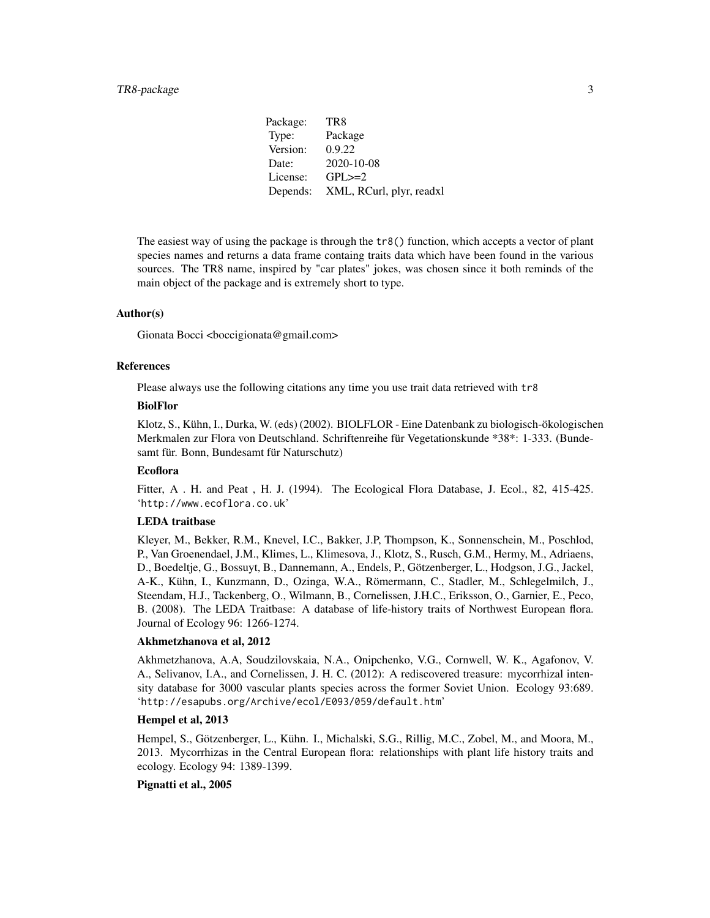| Package: | TR8 |
|---|---|
| Type: | Package |
| Version: | 0.9.22 |
| Date: | 2020-10-08 |
| License: | GPL>=2 |
| Depends: | XML, RCurl, plyr, readxl |

The easiest way of using the package is through the `tr8()` function, which accepts a vector of plant species names and returns a data frame containg traits data which have been found in the various sources. The TR8 name, inspired by "car plates" jokes, was chosen since it both reminds of the main object of the package and is extremely short to type.

## Author(s)

Gionata Bocci <boccigionata@gmail.com>

## References

Please always use the following citations any time you use trait data retrieved with `tr8`

### BiolFlor

Klotz, S., Kühn, I., Durka, W. (eds) (2002). BIOLFLOR - Eine Datenbank zu biologisch-ökologischen Merkmalen zur Flora von Deutschland. Schriftenreihe für Vegetationskunde *38*: 1-333. (Bundesamt für. Bonn, Bundesamt für Naturschutz)

### Ecoflora

Fitter, A . H. and Peat , H. J. (1994). The Ecological Flora Database, J. Ecol., 82, 415-425. 'http://www.ecoflora.co.uk'

### LEDA traitbase

Kleyer, M., Bekker, R.M., Knevel, I.C., Bakker, J.P, Thompson, K., Sonnenschein, M., Poschlod, P., Van Groenendael, J.M., Klimes, L., Klimesova, J., Klotz, S., Rusch, G.M., Hermy, M., Adriaens, D., Boedeltje, G., Bossuyt, B., Dannemann, A., Endels, P., Götzenberger, L., Hodgson, J.G., Jackel, A-K., Kühn, I., Kunzmann, D., Ozinga, W.A., Römermann, C., Stadler, M., Schlegelmilch, J., Steendam, H.J., Tackenberg, O., Wilmann, B., Cornelissen, J.H.C., Eriksson, O., Garnier, E., Peco, B. (2008). The LEDA Traitbase: A database of life-history traits of Northwest European flora. Journal of Ecology 96: 1266-1274.

### Akhmetzhanova et al, 2012

Akhmetzhanova, A.A, Soudzilovskaia, N.A., Onipchenko, V.G., Cornwell, W. K., Agafonov, V. A., Selivanov, I.A., and Cornelissen, J. H. C. (2012): A rediscovered treasure: mycorrhizal intensity database for 3000 vascular plants species across the former Soviet Union. Ecology 93:689. 'http://esapubs.org/Archive/ecol/E093/059/default.htm'

### Hempel et al, 2013

Hempel, S., Götzenberger, L., Kühn. I., Michalski, S.G., Rillig, M.C., Zobel, M., and Moora, M., 2013. Mycorrhizas in the Central European flora: relationships with plant life history traits and ecology. Ecology 94: 1389-1399.

### Pignatti et al., 2005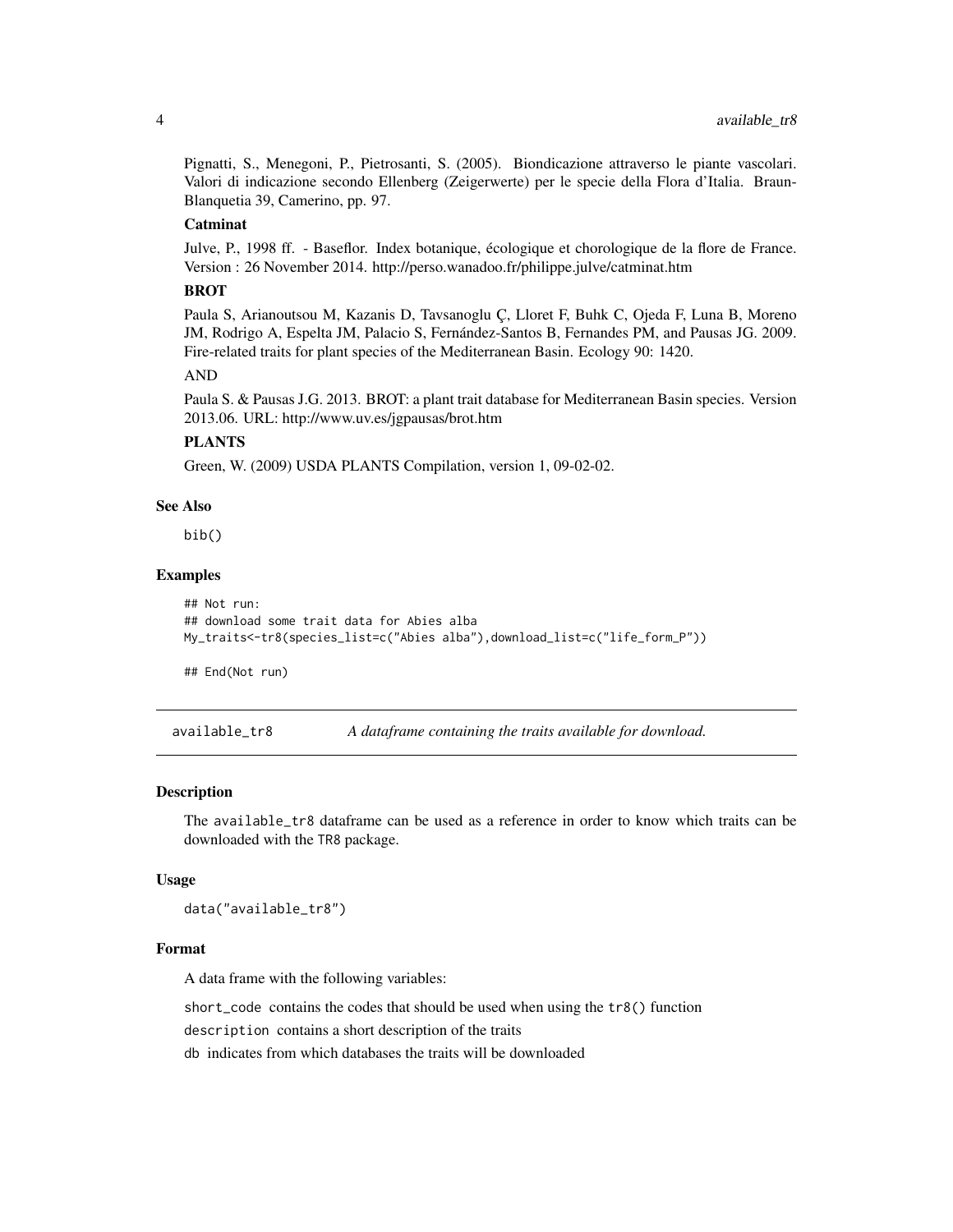Pignatti, S., Menegoni, P., Pietrosanti, S. (2005). Biondicazione attraverso le piante vascolari. Valori di indicazione secondo Ellenberg (Zeigerwerte) per le specie della Flora d'Italia. Braun-Blanquetia 39, Camerino, pp. 97.

**Catminat**

Julve, P., 1998 ff. - Baseflor. Index botanique, écologique et chorologique de la flore de France. Version : 26 November 2014. http://perso.wanadoo.fr/philippe.julve/catminat.htm

**BROT**

Paula S, Arianoutsou M, Kazanis D, Tavsanoglu Ç, Lloret F, Buhk C, Ojeda F, Luna B, Moreno JM, Rodrigo A, Espelta JM, Palacio S, Fernández-Santos B, Fernandes PM, and Pausas JG. 2009. Fire-related traits for plant species of the Mediterranean Basin. Ecology 90: 1420.

AND

Paula S. & Pausas J.G. 2013. BROT: a plant trait database for Mediterranean Basin species. Version 2013.06. URL: http://www.uv.es/jgpausas/brot.htm

**PLANTS**

Green, W. (2009) USDA PLANTS Compilation, version 1, 09-02-02.

### See Also

`bib()`

### Examples

```
## Not run:
## download some trait data for Abies alba
My_traits<-tr8(species_list=c("Abies alba"),download_list=c("life_form_P"))

## End(Not run)
```

---

## available_tr8 — *A dataframe containing the traits available for download.*

### Description

The `available_tr8` dataframe can be used as a reference in order to know which traits can be downloaded with the `TR8` package.

### Usage

```
data("available_tr8")
```

### Format

A data frame with the following variables:

- `short_code` contains the codes that should be used when using the `tr8()` function
- `description` contains a short description of the traits
- `db` indicates from which databases the traits will be downloaded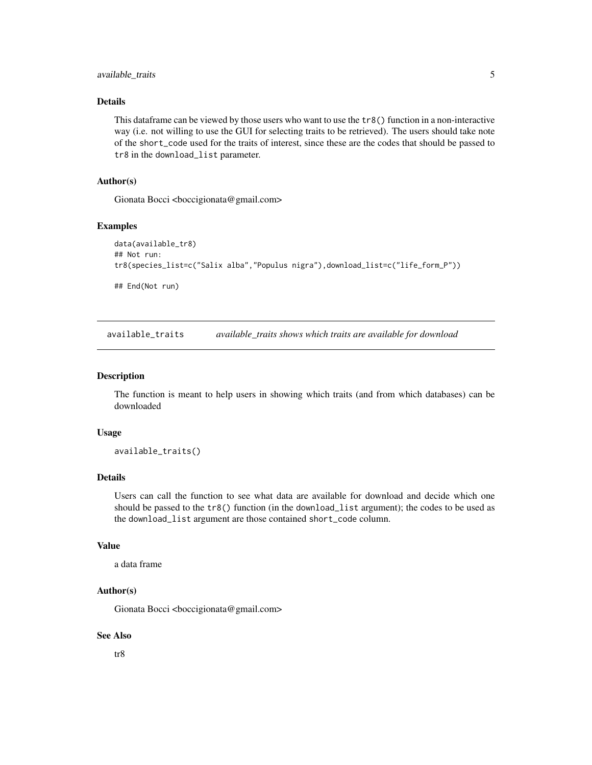### Details

This dataframe can be viewed by those users who want to use the `tr8()` function in a non-interactive way (i.e. not willing to use the GUI for selecting traits to be retrieved). The users should take note of the `short_code` used for the traits of interest, since these are the codes that should be passed to `tr8` in the `download_list` parameter.

### Author(s)

Gionata Bocci <boccigionata@gmail.com>

### Examples

```
data(available_tr8)
## Not run:
tr8(species_list=c("Salix alba","Populus nigra"),download_list=c("life_form_P"))

## End(Not run)
```

---

## available_traits *available_traits shows which traits are available for download*

### Description

The function is meant to help users in showing which traits (and from which databases) can be downloaded

### Usage

```
available_traits()
```

### Details

Users can call the function to see what data are available for download and decide which one should be passed to the `tr8()` function (in the `download_list` argument); the codes to be used as the `download_list` argument are those contained `short_code` column.

### Value

a data frame

### Author(s)

Gionata Bocci <boccigionata@gmail.com>

### See Also

tr8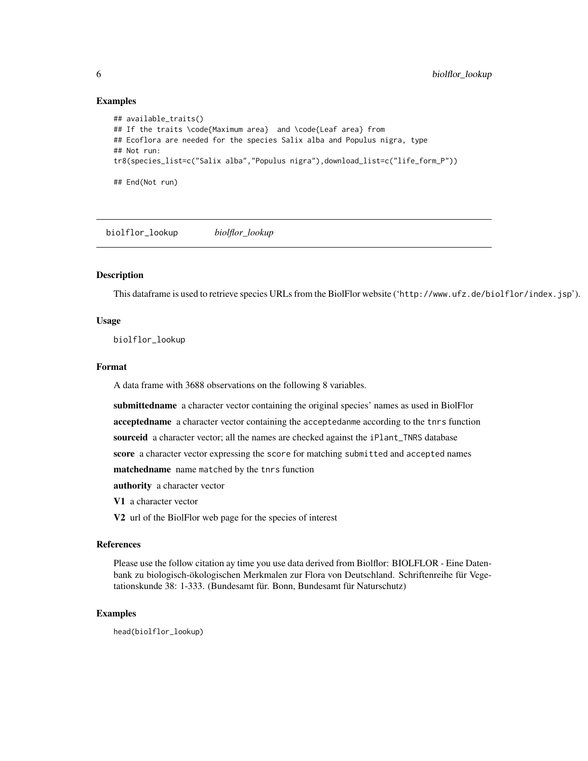### Examples

```
## available_traits()
## If the traits \code{Maximum area}  and \code{Leaf area} from
## Ecoflora are needed for the species Salix alba and Populus nigra, type
## Not run:
tr8(species_list=c("Salix alba","Populus nigra"),download_list=c("life_form_P"))

## End(Not run)
```

## biolflor_lookup *biolflor_lookup*

### Description

This dataframe is used to retrieve species URLs from the BiolFlor website ('http://www.ufz.de/biolflor/index.jsp').

### Usage

```
biolflor_lookup
```

### Format

A data frame with 3688 observations on the following 8 variables.

**submittedname** a character vector containing the original species' names as used in BiolFlor

**acceptedname** a character vector containing the `acceptedanme` according to the `tnrs` function

**sourceid** a character vector; all the names are checked against the `iPlant_TNRS` database

**score** a character vector expressing the `score` for matching `submitted` and `accepted` names

**matchedname** name `matched` by the `tnrs` function

**authority** a character vector

**V1** a character vector

**V2** url of the BiolFlor web page for the species of interest

### References

Please use the follow citation ay time you use data derived from Biolflor: BIOLFLOR - Eine Datenbank zu biologisch-ökologischen Merkmalen zur Flora von Deutschland. Schriftenreihe für Vegetationskunde 38: 1-333. (Bundesamt für. Bonn, Bundesamt für Naturschutz)

### Examples

```
head(biolflor_lookup)
```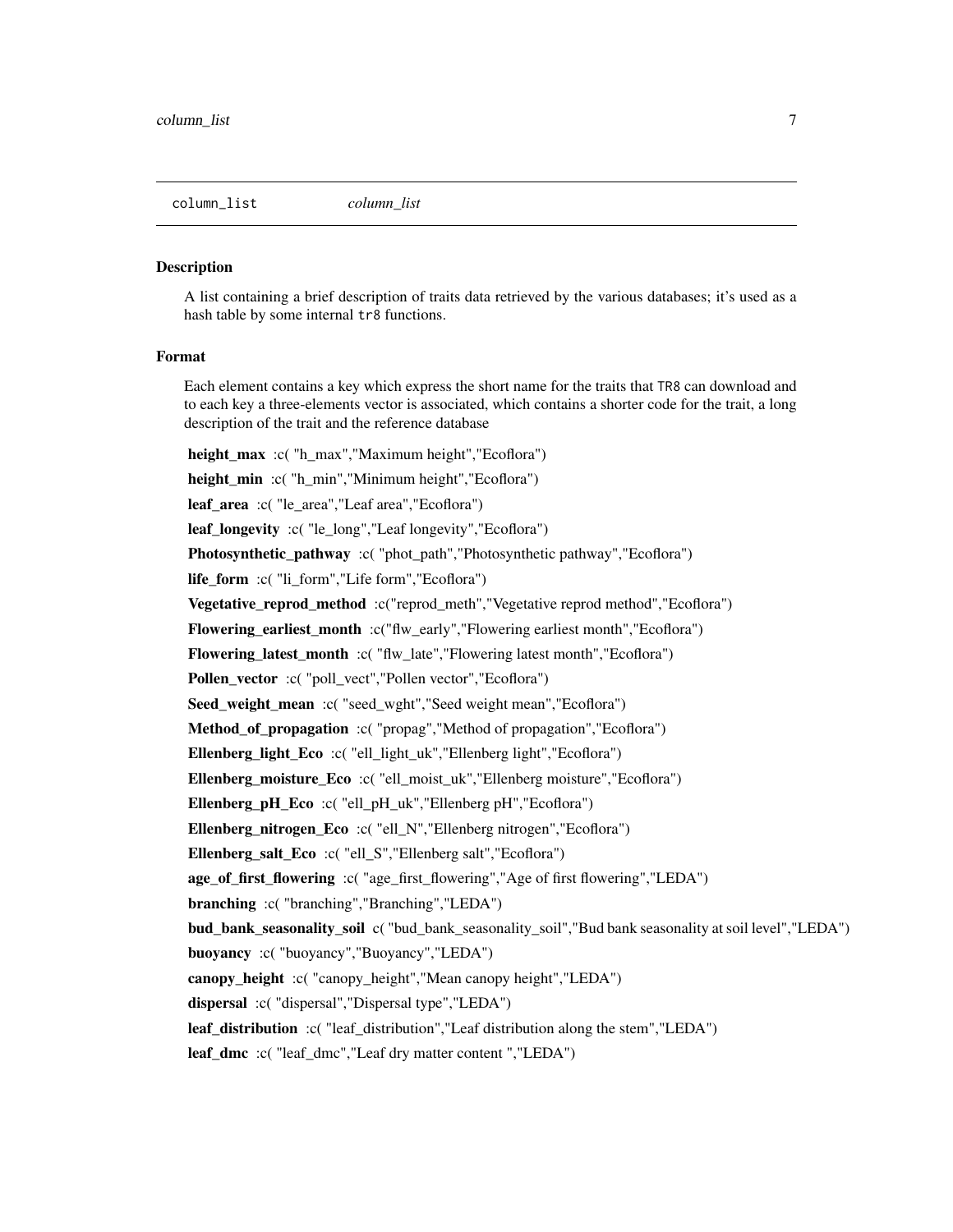## column_list *column_list*

### Description

A list containing a brief description of traits data retrieved by the various databases; it's used as a hash table by some internal `tr8` functions.

### Format

Each element contains a key which express the short name for the traits that `TR8` can download and to each key a three-elements vector is associated, which contains a shorter code for the trait, a long description of the trait and the reference database

**height_max** :c( "h_max","Maximum height","Ecoflora")

**height_min** :c( "h_min","Minimum height","Ecoflora")

**leaf_area** :c( "le_area","Leaf area","Ecoflora")

**leaf_longevity** :c( "le_long","Leaf longevity","Ecoflora")

**Photosynthetic_pathway** :c( "phot_path","Photosynthetic pathway","Ecoflora")

**life_form** :c( "li_form","Life form","Ecoflora")

**Vegetative_reprod_method** :c("reprod_meth","Vegetative reprod method","Ecoflora")

**Flowering_earliest_month** :c("flw_early","Flowering earliest month","Ecoflora")

**Flowering_latest_month** :c( "flw_late","Flowering latest month","Ecoflora")

**Pollen_vector** :c( "poll_vect","Pollen vector","Ecoflora")

**Seed_weight_mean** :c( "seed_wght","Seed weight mean","Ecoflora")

**Method_of_propagation** :c( "propag","Method of propagation","Ecoflora")

**Ellenberg_light_Eco** :c( "ell_light_uk","Ellenberg light","Ecoflora")

**Ellenberg_moisture_Eco** :c( "ell_moist_uk","Ellenberg moisture","Ecoflora")

**Ellenberg_pH_Eco** :c( "ell_pH_uk","Ellenberg pH","Ecoflora")

**Ellenberg_nitrogen_Eco** :c( "ell_N","Ellenberg nitrogen","Ecoflora")

**Ellenberg_salt_Eco** :c( "ell_S","Ellenberg salt","Ecoflora")

**age_of_first_flowering** :c( "age_first_flowering","Age of first flowering","LEDA")

**branching** :c( "branching","Branching","LEDA")

**bud_bank_seasonality_soil** c( "bud_bank_seasonality_soil","Bud bank seasonality at soil level","LEDA")

**buoyancy** :c( "buoyancy","Buoyancy","LEDA")

**canopy_height** :c( "canopy_height","Mean canopy height","LEDA")

**dispersal** :c( "dispersal","Dispersal type","LEDA")

**leaf_distribution** :c( "leaf_distribution","Leaf distribution along the stem","LEDA")

**leaf_dmc** :c( "leaf_dmc","Leaf dry matter content ","LEDA")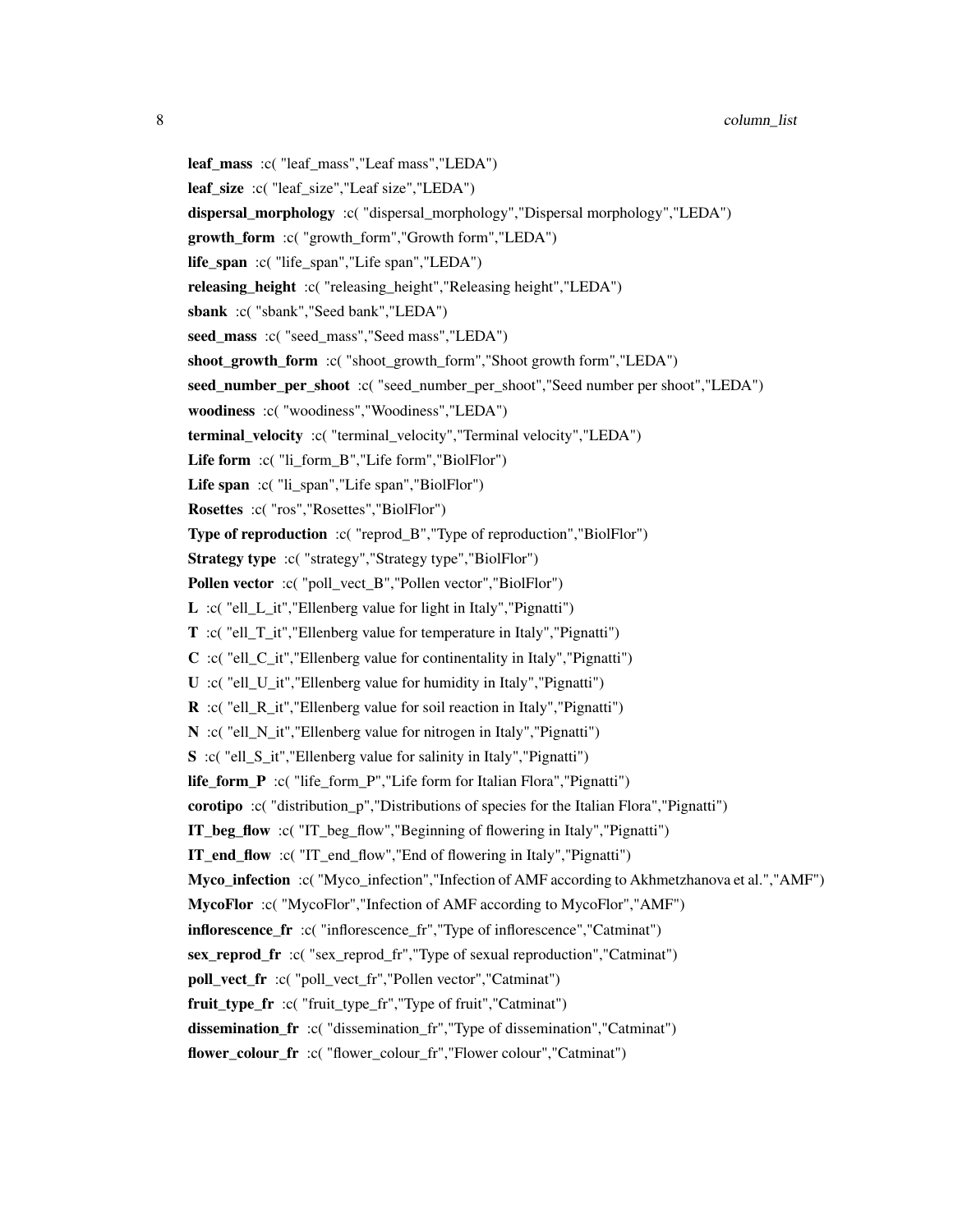**leaf_mass** :c( "leaf_mass","Leaf mass","LEDA")

**leaf_size** :c( "leaf_size","Leaf size","LEDA")

**dispersal_morphology** :c( "dispersal_morphology","Dispersal morphology","LEDA")

**growth_form** :c( "growth_form","Growth form","LEDA")

**life_span** :c( "life_span","Life span","LEDA")

**releasing_height** :c( "releasing_height","Releasing height","LEDA")

**sbank** :c( "sbank","Seed bank","LEDA")

**seed_mass** :c( "seed_mass","Seed mass","LEDA")

**shoot_growth_form** :c( "shoot_growth_form","Shoot growth form","LEDA")

**seed_number_per_shoot** :c( "seed_number_per_shoot","Seed number per shoot","LEDA")

**woodiness** :c( "woodiness","Woodiness","LEDA")

**terminal_velocity** :c( "terminal_velocity","Terminal velocity","LEDA")

**Life form** :c( "li_form_B","Life form","BiolFlor")

**Life span** :c( "li_span","Life span","BiolFlor")

**Rosettes** :c( "ros","Rosettes","BiolFlor")

**Type of reproduction** :c( "reprod_B","Type of reproduction","BiolFlor")

**Strategy type** :c( "strategy","Strategy type","BiolFlor")

**Pollen vector** :c( "poll_vect_B","Pollen vector","BiolFlor")

**L** :c( "ell_L_it","Ellenberg value for light in Italy","Pignatti")

**T** :c( "ell_T_it","Ellenberg value for temperature in Italy","Pignatti")

**C** :c( "ell_C_it","Ellenberg value for continentality in Italy","Pignatti")

**U** :c( "ell_U_it","Ellenberg value for humidity in Italy","Pignatti")

**R** :c( "ell_R_it","Ellenberg value for soil reaction in Italy","Pignatti")

**N** :c( "ell_N_it","Ellenberg value for nitrogen in Italy","Pignatti")

**S** :c( "ell_S_it","Ellenberg value for salinity in Italy","Pignatti")

**life_form_P** :c( "life_form_P","Life form for Italian Flora","Pignatti")

**corotipo** :c( "distribution_p","Distributions of species for the Italian Flora","Pignatti")

**IT_beg_flow** :c( "IT_beg_flow","Beginning of flowering in Italy","Pignatti")

**IT_end_flow** :c( "IT_end_flow","End of flowering in Italy","Pignatti")

**Myco_infection** :c( "Myco_infection","Infection of AMF according to Akhmetzhanova et al.","AMF")

**MycoFlor** :c( "MycoFlor","Infection of AMF according to MycoFlor","AMF")

**inflorescence_fr** :c( "inflorescence_fr","Type of inflorescence","Catminat")

**sex_reprod_fr** :c( "sex_reprod_fr","Type of sexual reproduction","Catminat")

**poll_vect_fr** :c( "poll_vect_fr","Pollen vector","Catminat")

**fruit_type_fr** :c( "fruit_type_fr","Type of fruit","Catminat")

**dissemination_fr** :c( "dissemination_fr","Type of dissemination","Catminat")

**flower_colour_fr** :c( "flower_colour_fr","Flower colour","Catminat")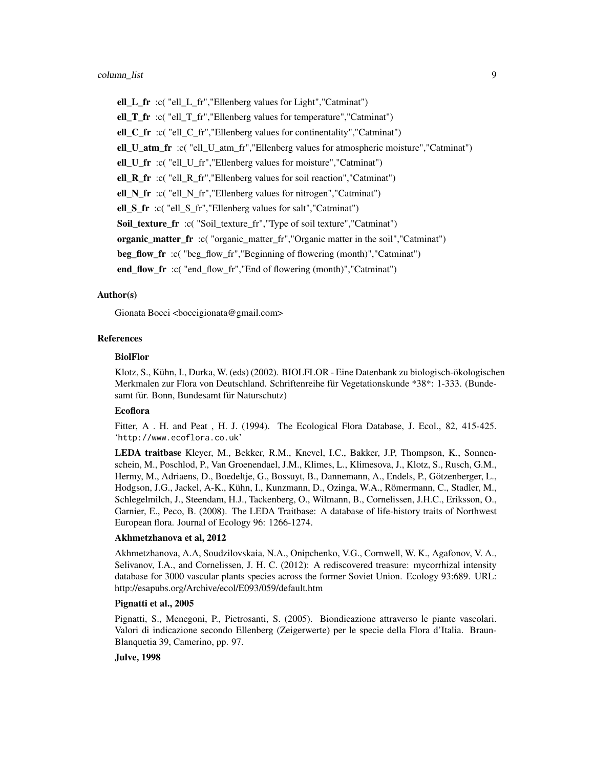**ell_L_fr** :c( "ell_L_fr","Ellenberg values for Light","Catminat")

**ell_T_fr** :c( "ell_T_fr","Ellenberg values for temperature","Catminat")

**ell_C_fr** :c( "ell_C_fr","Ellenberg values for continentality","Catminat")

**ell_U_atm_fr** :c( "ell_U_atm_fr","Ellenberg values for atmospheric moisture","Catminat")

**ell_U_fr** :c( "ell_U_fr","Ellenberg values for moisture","Catminat")

**ell_R_fr** :c( "ell_R_fr","Ellenberg values for soil reaction","Catminat")

**ell_N_fr** :c( "ell_N_fr","Ellenberg values for nitrogen","Catminat")

**ell_S_fr** :c( "ell_S_fr","Ellenberg values for salt","Catminat")

**Soil_texture_fr** :c( "Soil_texture_fr","Type of soil texture","Catminat")

**organic_matter_fr** :c( "organic_matter_fr","Organic matter in the soil","Catminat")

**beg_flow_fr** :c( "beg_flow_fr","Beginning of flowering (month)","Catminat")

**end_flow_fr** :c( "end_flow_fr","End of flowering (month)","Catminat")

## Author(s)

Gionata Bocci <boccigionata@gmail.com>

## References

**BiolFlor**

Klotz, S., Kühn, I., Durka, W. (eds) (2002). BIOLFLOR - Eine Datenbank zu biologisch-ökologischen Merkmalen zur Flora von Deutschland. Schriftenreihe für Vegetationskunde *38*: 1-333. (Bundesamt für. Bonn, Bundesamt für Naturschutz)

**Ecoflora**

Fitter, A . H. and Peat , H. J. (1994). The Ecological Flora Database, J. Ecol., 82, 415-425. 'http://www.ecoflora.co.uk'

**LEDA traitbase** Kleyer, M., Bekker, R.M., Knevel, I.C., Bakker, J.P, Thompson, K., Sonnenschein, M., Poschlod, P., Van Groenendael, J.M., Klimes, L., Klimesova, J., Klotz, S., Rusch, G.M., Hermy, M., Adriaens, D., Boedeltje, G., Bossuyt, B., Dannemann, A., Endels, P., Götzenberger, L., Hodgson, J.G., Jackel, A-K., Kühn, I., Kunzmann, D., Ozinga, W.A., Römermann, C., Stadler, M., Schlegelmilch, J., Steendam, H.J., Tackenberg, O., Wilmann, B., Cornelissen, J.H.C., Eriksson, O., Garnier, E., Peco, B. (2008). The LEDA Traitbase: A database of life-history traits of Northwest European flora. Journal of Ecology 96: 1266-1274.

**Akhmetzhanova et al, 2012**

Akhmetzhanova, A.A, Soudzilovskaia, N.A., Onipchenko, V.G., Cornwell, W. K., Agafonov, V. A., Selivanov, I.A., and Cornelissen, J. H. C. (2012): A rediscovered treasure: mycorrhizal intensity database for 3000 vascular plants species across the former Soviet Union. Ecology 93:689. URL: http://esapubs.org/Archive/ecol/E093/059/default.htm

**Pignatti et al., 2005**

Pignatti, S., Menegoni, P., Pietrosanti, S. (2005). Biondicazione attraverso le piante vascolari. Valori di indicazione secondo Ellenberg (Zeigerwerte) per le specie della Flora d'Italia. Braun-Blanquetia 39, Camerino, pp. 97.

**Julve, 1998**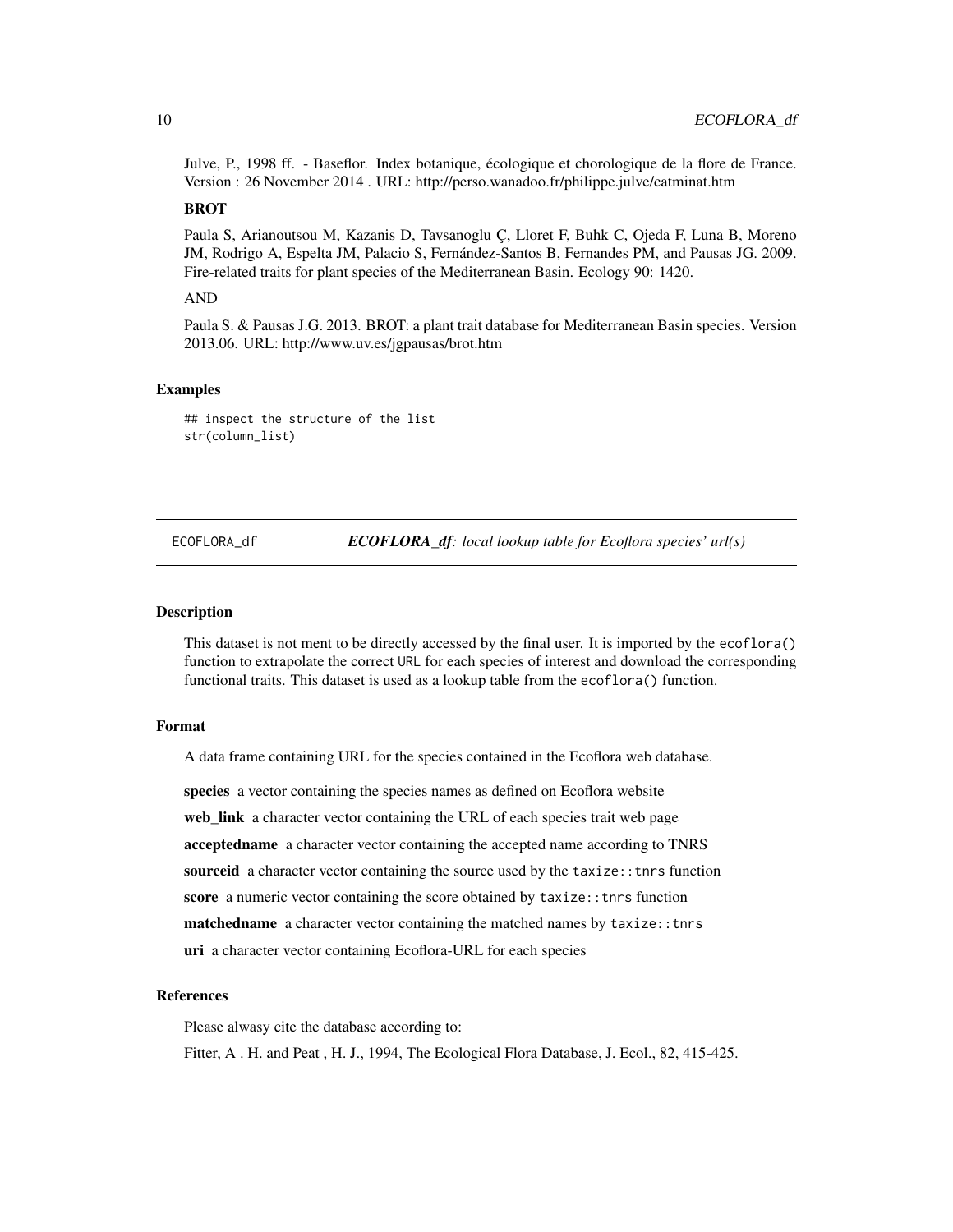Julve, P., 1998 ff. - Baseflor. Index botanique, écologique et chorologique de la flore de France. Version : 26 November 2014 . URL: http://perso.wanadoo.fr/philippe.julve/catminat.htm

**BROT**

Paula S, Arianoutsou M, Kazanis D, Tavsanoglu Ç, Lloret F, Buhk C, Ojeda F, Luna B, Moreno JM, Rodrigo A, Espelta JM, Palacio S, Fernández-Santos B, Fernandes PM, and Pausas JG. 2009. Fire-related traits for plant species of the Mediterranean Basin. Ecology 90: 1420.

AND

Paula S. & Pausas J.G. 2013. BROT: a plant trait database for Mediterranean Basin species. Version 2013.06. URL: http://www.uv.es/jgpausas/brot.htm

### Examples

```
## inspect the structure of the list
str(column_list)
```

---

## ECOFLORA_df    *ECOFLORA_df: local lookup table for Ecoflora species' url(s)*

### Description

This dataset is not ment to be directly accessed by the final user. It is imported by the `ecoflora()` function to extrapolate the correct `URL` for each species of interest and download the corresponding functional traits. This dataset is used as a lookup table from the `ecoflora()` function.

### Format

A data frame containing URL for the species contained in the Ecoflora web database.

**species** a vector containing the species names as defined on Ecoflora website

**web_link** a character vector containing the URL of each species trait web page

**acceptedname** a character vector containing the accepted name according to TNRS

**sourceid** a character vector containing the source used by the `taxize::tnrs` function

**score** a numeric vector containing the score obtained by `taxize::tnrs` function

**matchedname** a character vector containing the matched names by `taxize::tnrs`

**uri** a character vector containing Ecoflora-URL for each species

### References

Please alwasy cite the database according to:

Fitter, A . H. and Peat , H. J., 1994, The Ecological Flora Database, J. Ecol., 82, 415-425.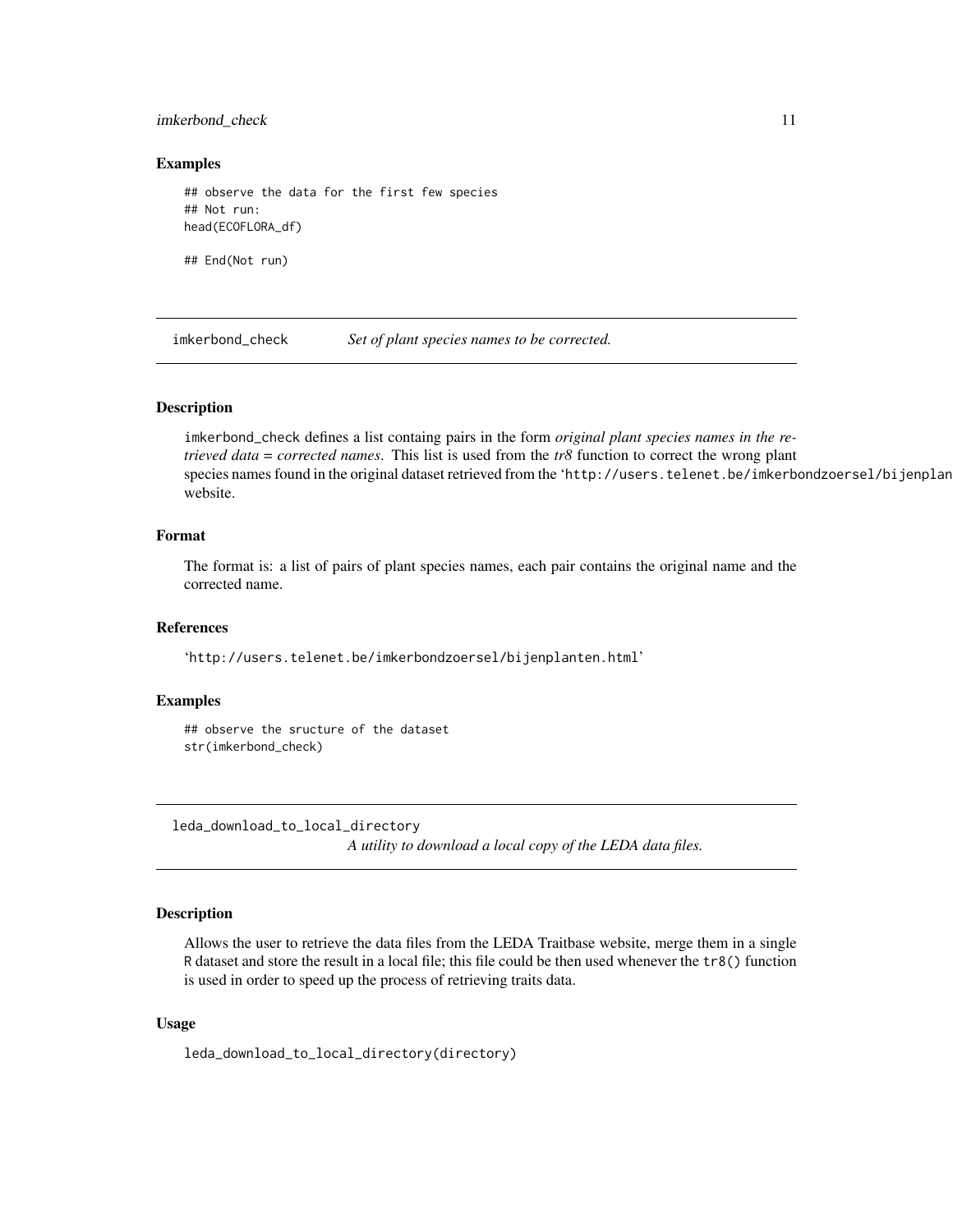### Examples

```
## observe the data for the first few species
## Not run:
head(ECOFLORA_df)

## End(Not run)
```

---

## imkerbond_check — *Set of plant species names to be corrected.*

### Description

imkerbond_check defines a list containg pairs in the form *original plant species names in the retrieved data = corrected names*. This list is used from the *tr8* function to correct the wrong plant species names found in the original dataset retrieved from the 'http://users.telenet.be/imkerbondzoersel/bijenplan website.

### Format

The format is: a list of pairs of plant species names, each pair contains the original name and the corrected name.

### References

'http://users.telenet.be/imkerbondzoersel/bijenplanten.html'

### Examples

```
## observe the sructure of the dataset
str(imkerbond_check)
```

---

## leda_download_to_local_directory — *A utility to download a local copy of the LEDA data files.*

### Description

Allows the user to retrieve the data files from the LEDA Traitbase website, merge them in a single R dataset and store the result in a local file; this file could be then used whenever the tr8() function is used in order to speed up the process of retrieving traits data.

### Usage

```
leda_download_to_local_directory(directory)
```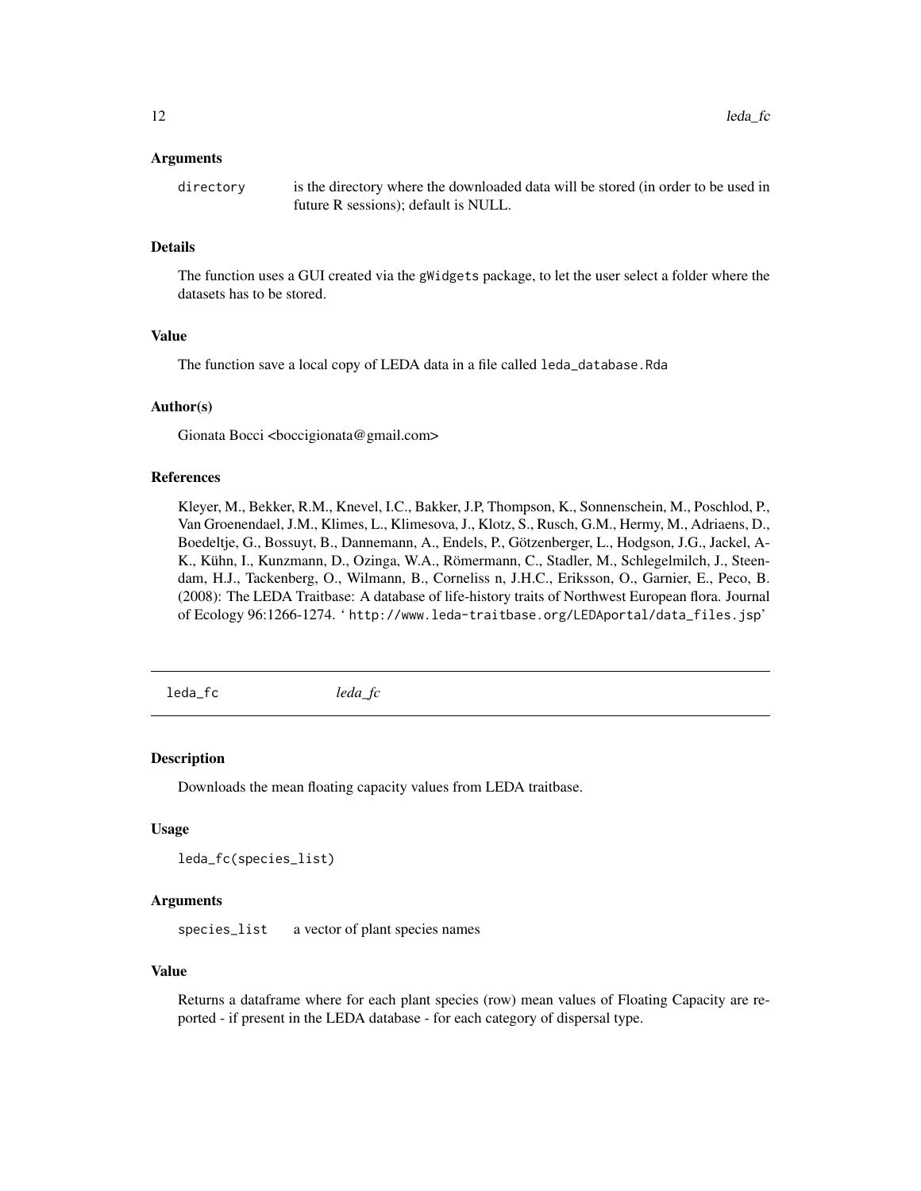### Arguments

`directory` is the directory where the downloaded data will be stored (in order to be used in future R sessions); default is NULL.

### Details

The function uses a GUI created via the `gWidgets` package, to let the user select a folder where the datasets has to be stored.

### Value

The function save a local copy of LEDA data in a file called `leda_database.Rda`

### Author(s)

Gionata Bocci <boccigionata@gmail.com>

### References

Kleyer, M., Bekker, R.M., Knevel, I.C., Bakker, J.P, Thompson, K., Sonnenschein, M., Poschlod, P., Van Groenendael, J.M., Klimes, L., Klimesova, J., Klotz, S., Rusch, G.M., Hermy, M., Adriaens, D., Boedeltje, G., Bossuyt, B., Dannemann, A., Endels, P., Götzenberger, L., Hodgson, J.G., Jackel, A-K., Kühn, I., Kunzmann, D., Ozinga, W.A., Römermann, C., Stadler, M., Schlegelmilch, J., Steendam, H.J., Tackenberg, O., Wilmann, B., Corneliss n, J.H.C., Eriksson, O., Garnier, E., Peco, B. (2008): The LEDA Traitbase: A database of life-history traits of Northwest European flora. Journal of Ecology 96:1266-1274. '`http://www.leda-traitbase.org/LEDAportal/data_files.jsp`'

---

## leda_fc *leda_fc*

### Description

Downloads the mean floating capacity values from LEDA traitbase.

### Usage

```
leda_fc(species_list)
```

### Arguments

`species_list` a vector of plant species names

### Value

Returns a dataframe where for each plant species (row) mean values of Floating Capacity are reported - if present in the LEDA database - for each category of dispersal type.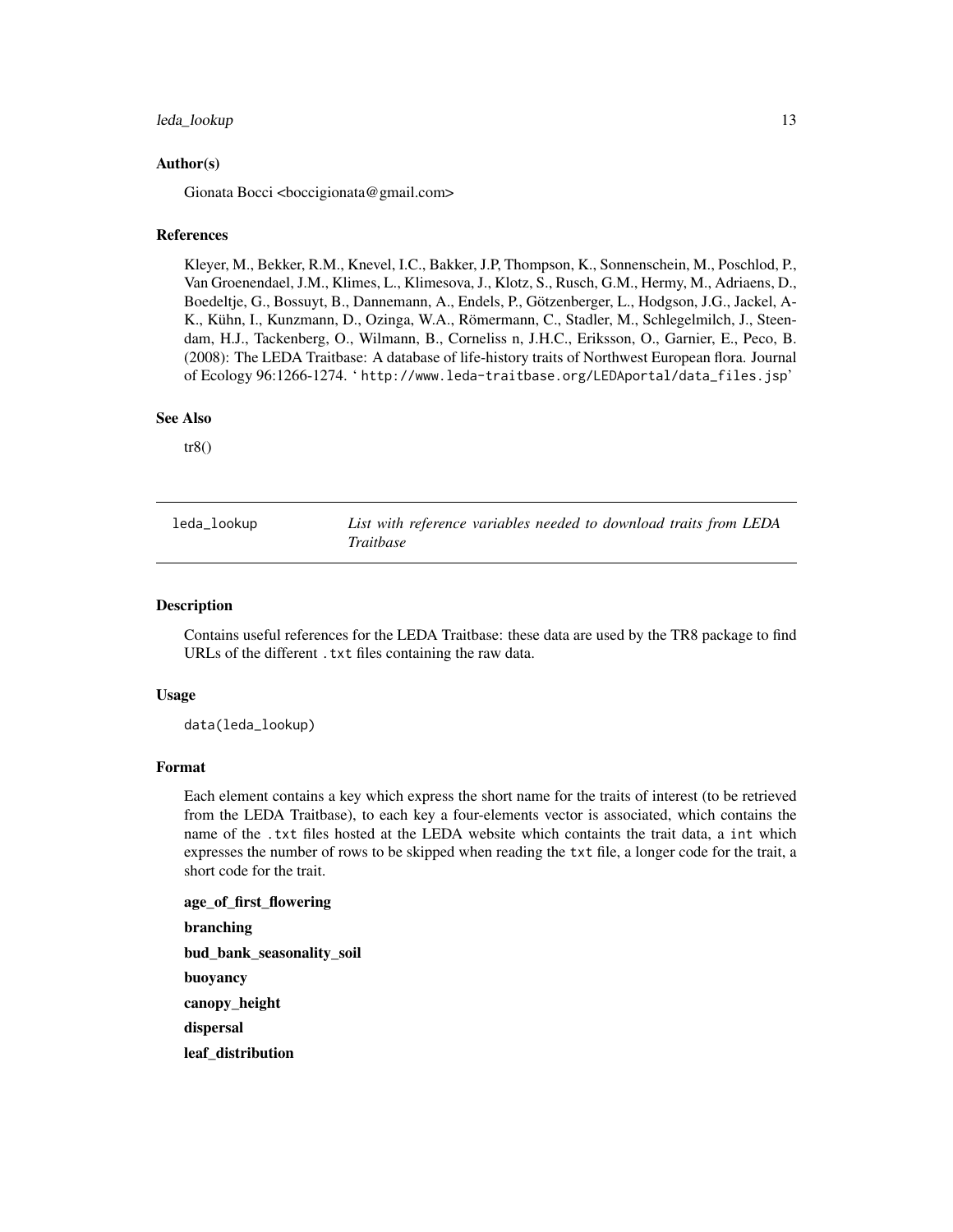### Author(s)

Gionata Bocci <boccigionata@gmail.com>

### References

Kleyer, M., Bekker, R.M., Knevel, I.C., Bakker, J.P, Thompson, K., Sonnenschein, M., Poschlod, P., Van Groenendael, J.M., Klimes, L., Klimesova, J., Klotz, S., Rusch, G.M., Hermy, M., Adriaens, D., Boedeltje, G., Bossuyt, B., Dannemann, A., Endels, P., Götzenberger, L., Hodgson, J.G., Jackel, A-K., Kühn, I., Kunzmann, D., Ozinga, W.A., Römermann, C., Stadler, M., Schlegelmilch, J., Steendam, H.J., Tackenberg, O., Wilmann, B., Corneliss n, J.H.C., Eriksson, O., Garnier, E., Peco, B. (2008): The LEDA Traitbase: A database of life-history traits of Northwest European flora. Journal of Ecology 96:1266-1274. ' `http://www.leda-traitbase.org/LEDAportal/data_files.jsp`'

### See Also

tr8()

---

## leda_lookup — *List with reference variables needed to download traits from LEDA Traitbase*

### Description

Contains useful references for the LEDA Traitbase: these data are used by the TR8 package to find URLs of the different `.txt` files containing the raw data.

### Usage

```
data(leda_lookup)
```

### Format

Each element contains a key which express the short name for the traits of interest (to be retrieved from the LEDA Traitbase), to each key a four-elements vector is associated, which contains the name of the `.txt` files hosted at the LEDA website which containts the trait data, a `int` which expresses the number of rows to be skipped when reading the `txt` file, a longer code for the trait, a short code for the trait.

**age_of_first_flowering**

**branching**

**bud_bank_seasonality_soil**

**buoyancy**

**canopy_height**

**dispersal**

**leaf_distribution**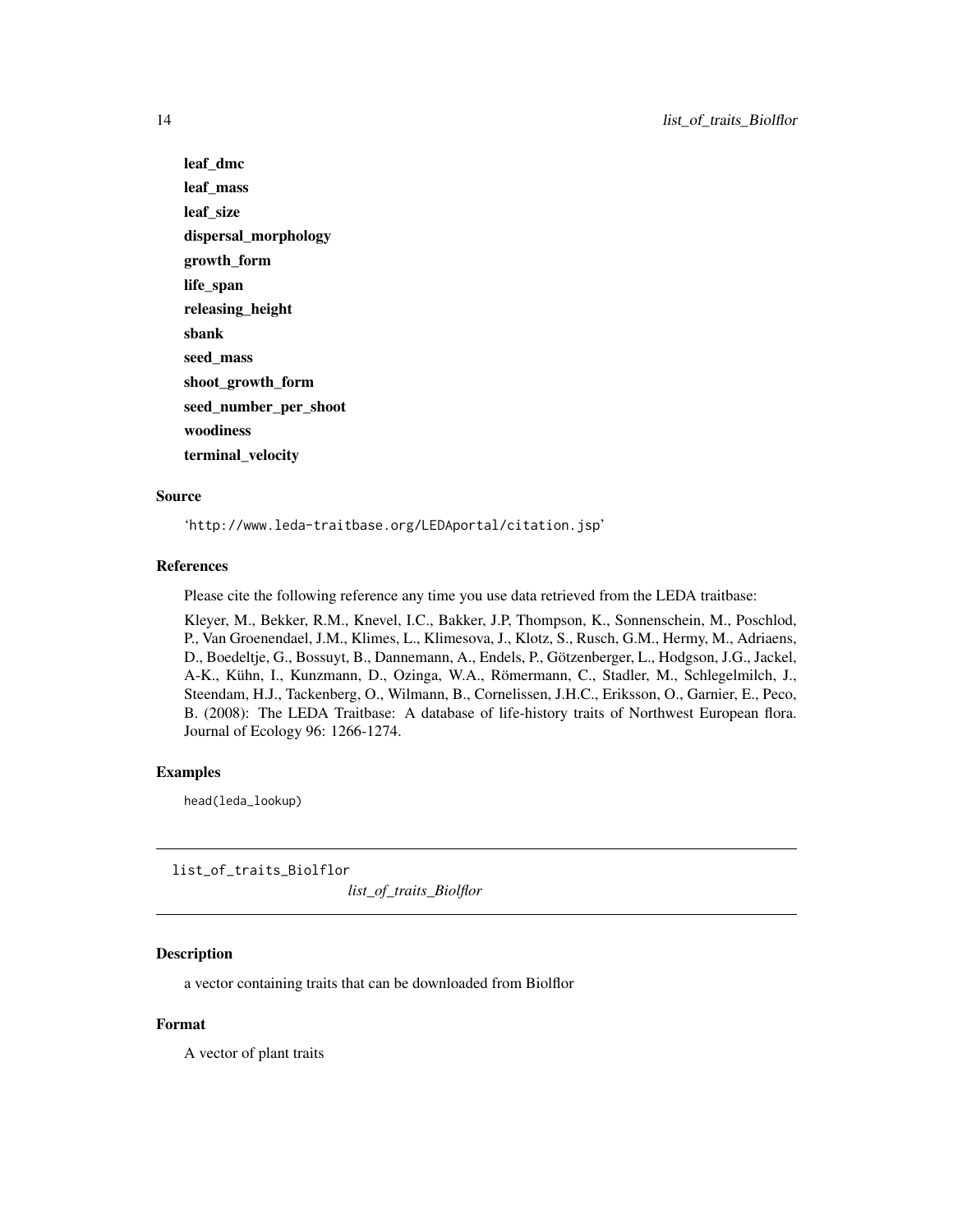**leaf_dmc**
**leaf_mass**
**leaf_size**
**dispersal_morphology**
**growth_form**
**life_span**
**releasing_height**
**sbank**
**seed_mass**
**shoot_growth_form**
**seed_number_per_shoot**
**woodiness**
**terminal_velocity**

### Source

'http://www.leda-traitbase.org/LEDAportal/citation.jsp'

### References

Please cite the following reference any time you use data retrieved from the LEDA traitbase:

Kleyer, M., Bekker, R.M., Knevel, I.C., Bakker, J.P, Thompson, K., Sonnenschein, M., Poschlod, P., Van Groenendael, J.M., Klimes, L., Klimesova, J., Klotz, S., Rusch, G.M., Hermy, M., Adriaens, D., Boedeltje, G., Bossuyt, B., Dannemann, A., Endels, P., Götzenberger, L., Hodgson, J.G., Jackel, A-K., Kühn, I., Kunzmann, D., Ozinga, W.A., Römermann, C., Stadler, M., Schlegelmilch, J., Steendam, H.J., Tackenberg, O., Wilmann, B., Cornelissen, J.H.C., Eriksson, O., Garnier, E., Peco, B. (2008): The LEDA Traitbase: A database of life-history traits of Northwest European flora. Journal of Ecology 96: 1266-1274.

### Examples

```
head(leda_lookup)
```

---

## list_of_traits_Biolflor

*list_of_traits_Biolflor*

### Description

a vector containing traits that can be downloaded from Biolflor

### Format

A vector of plant traits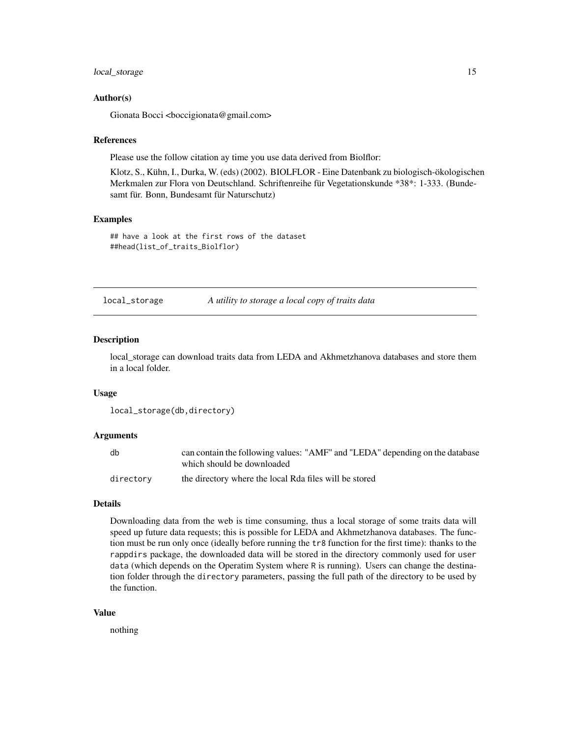### Author(s)

Gionata Bocci <boccigionata@gmail.com>

### References

Please use the follow citation ay time you use data derived from Biolflor:

Klotz, S., Kühn, I., Durka, W. (eds) (2002). BIOLFLOR - Eine Datenbank zu biologisch-ökologischen Merkmalen zur Flora von Deutschland. Schriftenreihe für Vegetationskunde *38*: 1-333. (Bundesamt für. Bonn, Bundesamt für Naturschutz)

### Examples

```
## have a look at the first rows of the dataset
##head(list_of_traits_Biolflor)
```

---

## local_storage — *A utility to storage a local copy of traits data*

---

### Description

local_storage can download traits data from LEDA and Akhmetzhanova databases and store them in a local folder.

### Usage

```
local_storage(db,directory)
```

### Arguments

| | |
|---|---|
| `db` | can contain the following values: "AMF" and "LEDA" depending on the database which should be downloaded |
| `directory` | the directory where the local Rda files will be stored |

### Details

Downloading data from the web is time consuming, thus a local storage of some traits data will speed up future data requests; this is possible for LEDA and Akhmetzhanova databases. The function must be run only once (ideally before running the `tr8` function for the first time): thanks to the `rappdirs` package, the downloaded data will be stored in the directory commonly used for `user data` (which depends on the Operatim System where `R` is running). Users can change the destination folder through the `directory` parameters, passing the full path of the directory to be used by the function.

### Value

nothing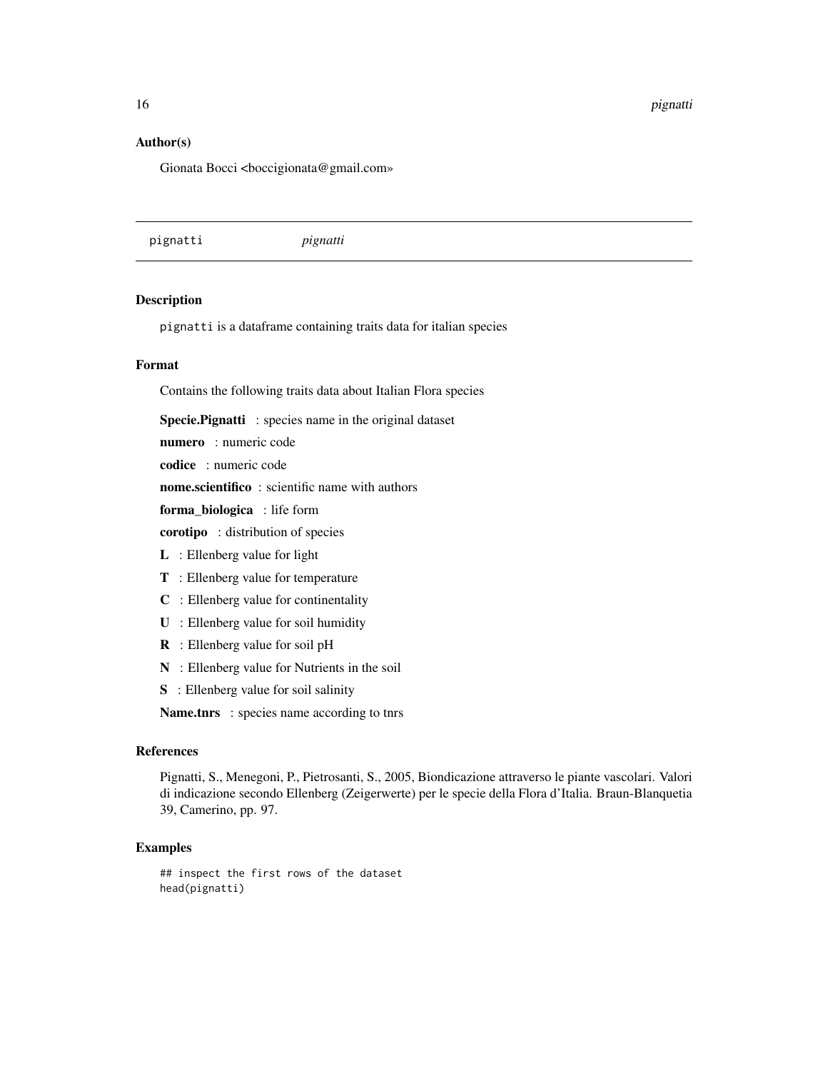### Author(s)

Gionata Bocci <boccigionata@gmail.com»

---

## pignatti    *pignatti*

---

### Description

pignatti is a dataframe containing traits data for italian species

### Format

Contains the following traits data about Italian Flora species

**Specie.Pignatti** : species name in the original dataset

**numero** : numeric code

**codice** : numeric code

**nome.scientifico** : scientific name with authors

**forma_biologica** : life form

**corotipo** : distribution of species

**L** : Ellenberg value for light

**T** : Ellenberg value for temperature

**C** : Ellenberg value for continentality

**U** : Ellenberg value for soil humidity

**R** : Ellenberg value for soil pH

**N** : Ellenberg value for Nutrients in the soil

**S** : Ellenberg value for soil salinity

**Name.tnrs** : species name according to tnrs

### References

Pignatti, S., Menegoni, P., Pietrosanti, S., 2005, Biondicazione attraverso le piante vascolari. Valori di indicazione secondo Ellenberg (Zeigerwerte) per le specie della Flora d'Italia. Braun-Blanquetia 39, Camerino, pp. 97.

### Examples

```
## inspect the first rows of the dataset
head(pignatti)
```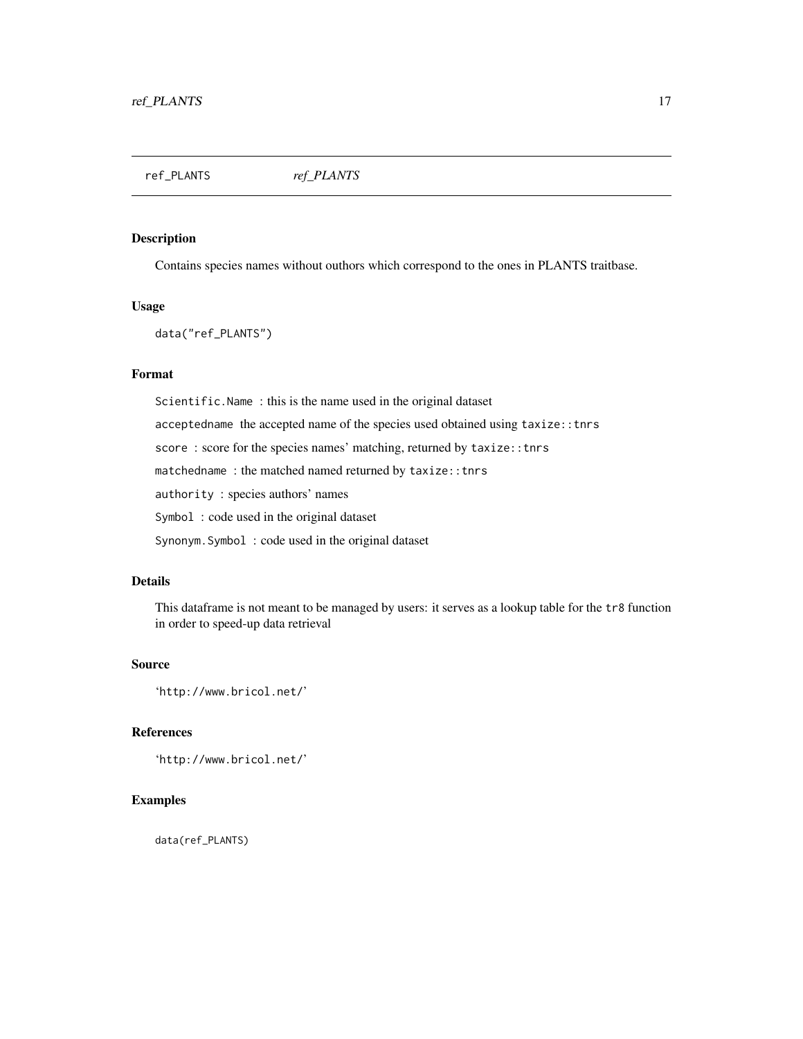# ref_PLANTS *ref_PLANTS*

## Description

Contains species names without outhors which correspond to the ones in PLANTS traitbase.

## Usage

```
data("ref_PLANTS")
```

## Format

`Scientific.Name` : this is the name used in the original dataset

`acceptedname` the accepted name of the species used obtained using `taxize::tnrs`

`score` : score for the species names' matching, returned by `taxize::tnrs`

`matchedname` : the matched named returned by `taxize::tnrs`

`authority` : species authors' names

`Symbol` : code used in the original dataset

`Synonym.Symbol` : code used in the original dataset

## Details

This dataframe is not meant to be managed by users: it serves as a lookup table for the `tr8` function in order to speed-up data retrieval

## Source

'http://www.bricol.net/'

## References

'http://www.bricol.net/'

## Examples

```
data(ref_PLANTS)
```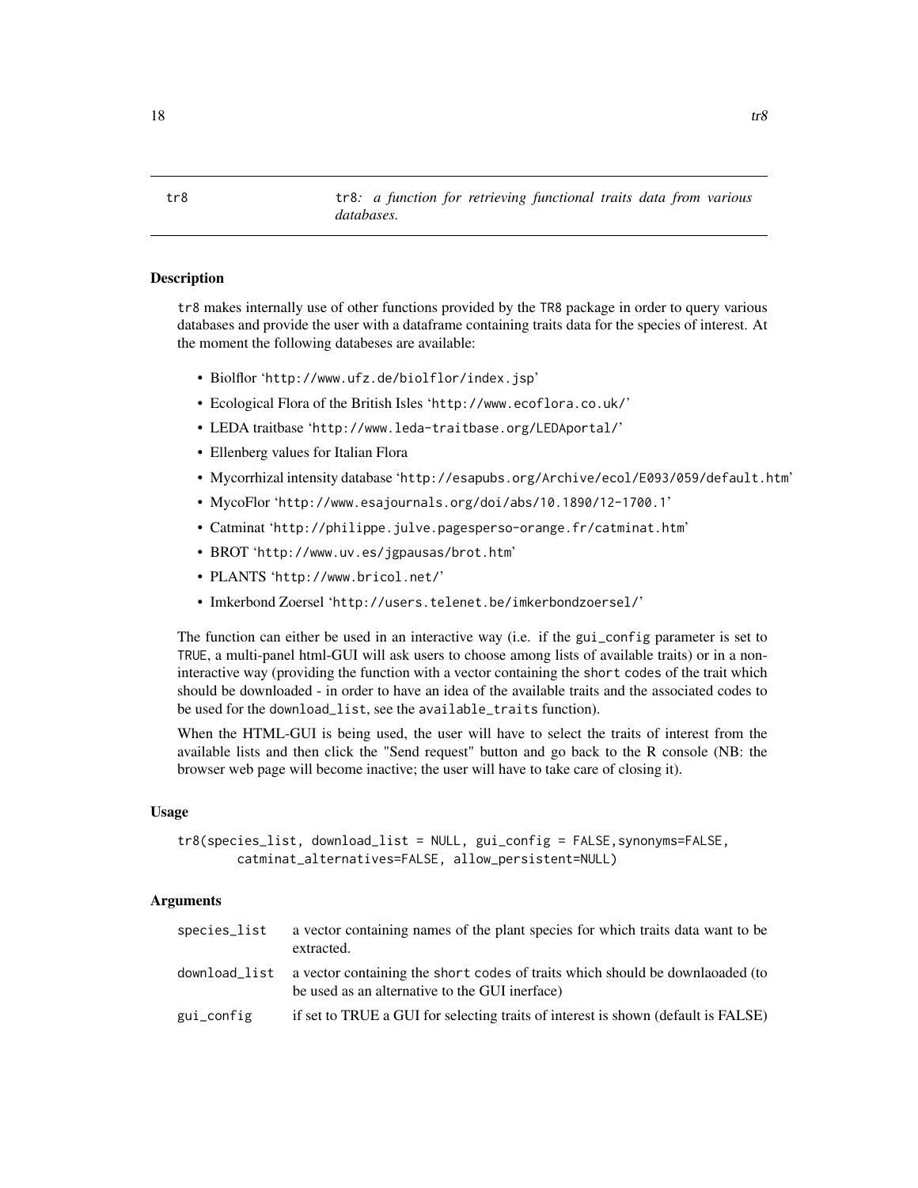## tr8 — tr8*: a function for retrieving functional traits data from various databases.*

### Description

tr8 makes internally use of other functions provided by the TR8 package in order to query various databases and provide the user with a dataframe containing traits data for the species of interest. At the moment the following databeses are available:

- Biolflor 'http://www.ufz.de/biolflor/index.jsp'
- Ecological Flora of the British Isles 'http://www.ecoflora.co.uk/'
- LEDA traitbase 'http://www.leda-traitbase.org/LEDAportal/'
- Ellenberg values for Italian Flora
- Mycorrhizal intensity database 'http://esapubs.org/Archive/ecol/E093/059/default.htm'
- MycoFlor 'http://www.esajournals.org/doi/abs/10.1890/12-1700.1'
- Catminat 'http://philippe.julve.pagesperso-orange.fr/catminat.htm'
- BROT 'http://www.uv.es/jgpausas/brot.htm'
- PLANTS 'http://www.bricol.net/'
- Imkerbond Zoersel 'http://users.telenet.be/imkerbondzoersel/'

The function can either be used in an interactive way (i.e. if the gui_config parameter is set to TRUE, a multi-panel html-GUI will ask users to choose among lists of available traits) or in a non-interactive way (providing the function with a vector containing the short codes of the trait which should be downloaded - in order to have an idea of the available traits and the associated codes to be used for the download_list, see the available_traits function).

When the HTML-GUI is being used, the user will have to select the traits of interest from the available lists and then click the "Send request" button and go back to the R console (NB: the browser web page will become inactive; the user will have to take care of closing it).

### Usage

```
tr8(species_list, download_list = NULL, gui_config = FALSE,synonyms=FALSE,
        catminat_alternatives=FALSE, allow_persistent=NULL)
```

### Arguments

| | |
|---|---|
| species_list | a vector containing names of the plant species for which traits data want to be extracted. |
| download_list | a vector containing the short codes of traits which should be downlaoaded (to be used as an alternative to the GUI inerface) |
| gui_config | if set to TRUE a GUI for selecting traits of interest is shown (default is FALSE) |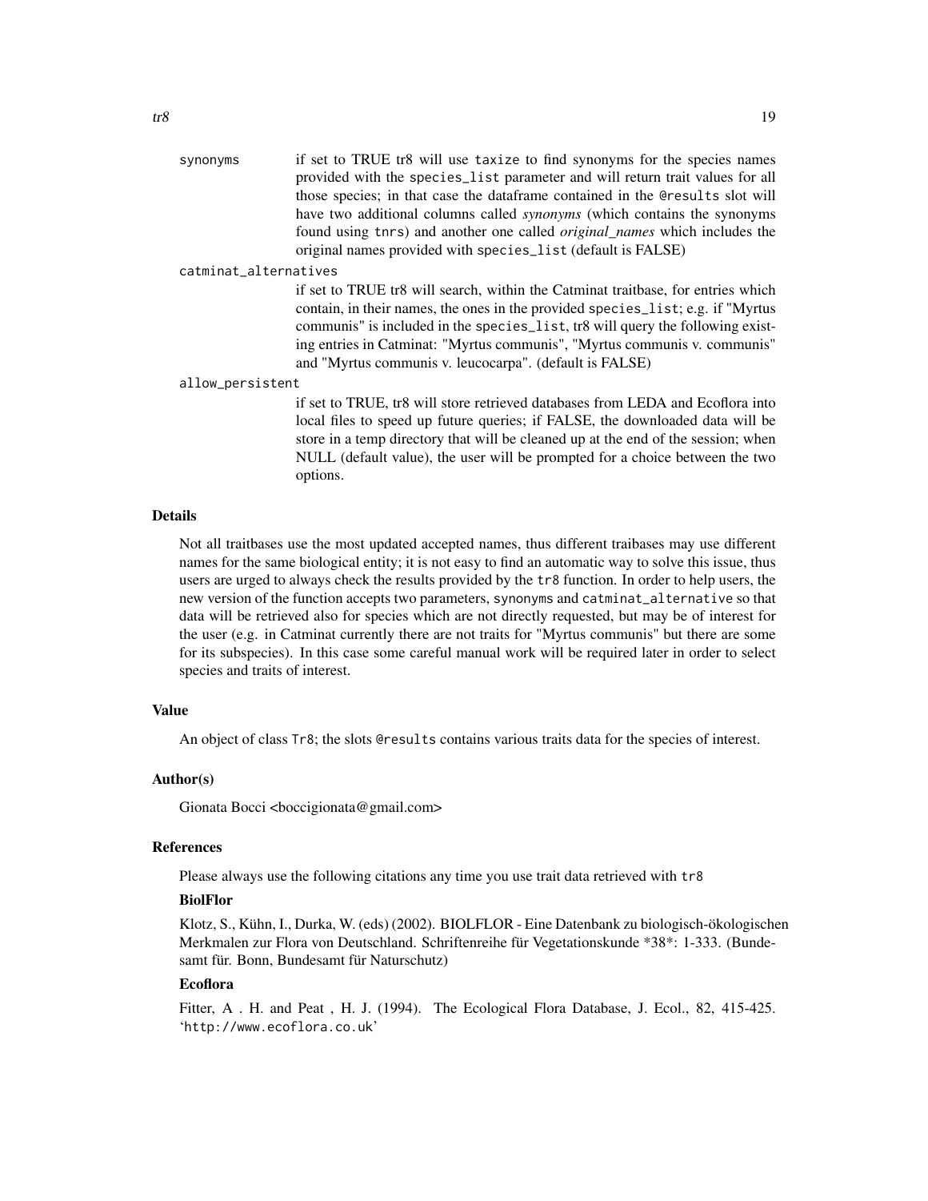synonyms
: if set to TRUE tr8 will use `taxize` to find synonyms for the species names provided with the `species_list` parameter and will return trait values for all those species; in that case the dataframe contained in the `@results` slot will have two additional columns called *synonyms* (which contains the synonyms found using `tnrs`) and another one called *original_names* which includes the original names provided with `species_list` (default is FALSE)

catminat_alternatives
: if set to TRUE tr8 will search, within the Catminat traitbase, for entries which contain, in their names, the ones in the provided `species_list`; e.g. if "Myrtus communis" is included in the `species_list`, tr8 will query the following existing entries in Catminat: "Myrtus communis", "Myrtus communis v. communis" and "Myrtus communis v. leucocarpa". (default is FALSE)

allow_persistent
: if set to TRUE, tr8 will store retrieved databases from LEDA and Ecoflora into local files to speed up future queries; if FALSE, the downloaded data will be store in a temp directory that will be cleaned up at the end of the session; when NULL (default value), the user will be prompted for a choice between the two options.

## Details

Not all traitbases use the most updated accepted names, thus different traibases may use different names for the same biological entity; it is not easy to find an automatic way to solve this issue, thus users are urged to always check the results provided by the `tr8` function. In order to help users, the new version of the function accepts two parameters, `synonyms` and `catminat_alternative` so that data will be retrieved also for species which are not directly requested, but may be of interest for the user (e.g. in Catminat currently there are not traits for "Myrtus communis" but there are some for its subspecies). In this case some careful manual work will be required later in order to select species and traits of interest.

## Value

An object of class `Tr8`; the slots `@results` contains various traits data for the species of interest.

## Author(s)

Gionata Bocci <boccigionata@gmail.com>

## References

Please always use the following citations any time you use trait data retrieved with `tr8`

**BiolFlor**

Klotz, S., Kühn, I., Durka, W. (eds) (2002). BIOLFLOR - Eine Datenbank zu biologisch-ökologischen Merkmalen zur Flora von Deutschland. Schriftenreihe für Vegetationskunde *38*: 1-333. (Bundesamt für. Bonn, Bundesamt für Naturschutz)

**Ecoflora**

Fitter, A . H. and Peat , H. J. (1994). The Ecological Flora Database, J. Ecol., 82, 415-425. 'http://www.ecoflora.co.uk'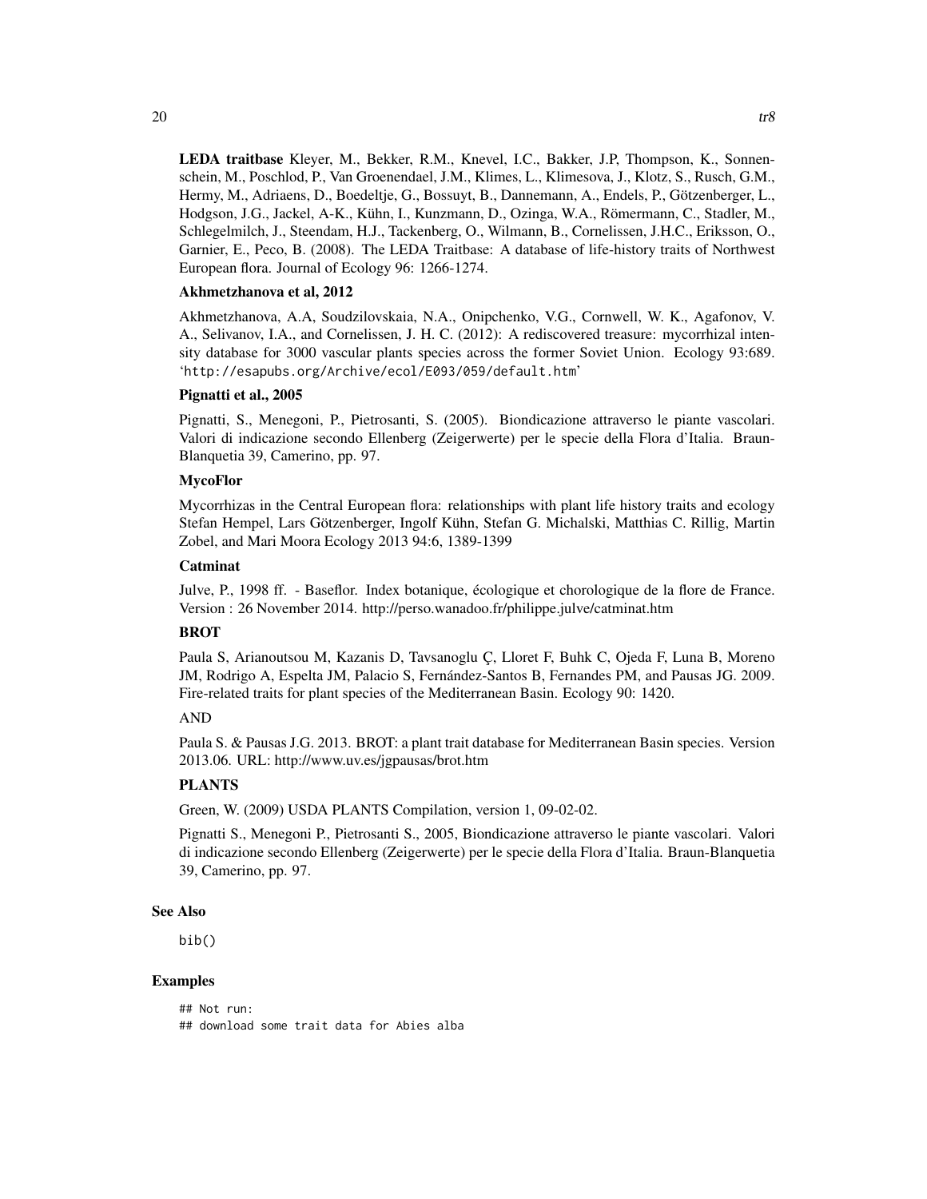**LEDA traitbase** Kleyer, M., Bekker, R.M., Knevel, I.C., Bakker, J.P, Thompson, K., Sonnenschein, M., Poschlod, P., Van Groenendael, J.M., Klimes, L., Klimesova, J., Klotz, S., Rusch, G.M., Hermy, M., Adriaens, D., Boedeltje, G., Bossuyt, B., Dannemann, A., Endels, P., Götzenberger, L., Hodgson, J.G., Jackel, A-K., Kühn, I., Kunzmann, D., Ozinga, W.A., Römermann, C., Stadler, M., Schlegelmilch, J., Steendam, H.J., Tackenberg, O., Wilmann, B., Cornelissen, J.H.C., Eriksson, O., Garnier, E., Peco, B. (2008). The LEDA Traitbase: A database of life-history traits of Northwest European flora. Journal of Ecology 96: 1266-1274.

**Akhmetzhanova et al, 2012**

Akhmetzhanova, A.A, Soudzilovskaia, N.A., Onipchenko, V.G., Cornwell, W. K., Agafonov, V. A., Selivanov, I.A., and Cornelissen, J. H. C. (2012): A rediscovered treasure: mycorrhizal intensity database for 3000 vascular plants species across the former Soviet Union. Ecology 93:689. '`http://esapubs.org/Archive/ecol/E093/059/default.htm`'

**Pignatti et al., 2005**

Pignatti, S., Menegoni, P., Pietrosanti, S. (2005). Biondicazione attraverso le piante vascolari. Valori di indicazione secondo Ellenberg (Zeigerwerte) per le specie della Flora d'Italia. Braun-Blanquetia 39, Camerino, pp. 97.

**MycoFlor**

Mycorrhizas in the Central European flora: relationships with plant life history traits and ecology Stefan Hempel, Lars Götzenberger, Ingolf Kühn, Stefan G. Michalski, Matthias C. Rillig, Martin Zobel, and Mari Moora Ecology 2013 94:6, 1389-1399

**Catminat**

Julve, P., 1998 ff. - Baseflor. Index botanique, écologique et chorologique de la flore de France. Version : 26 November 2014. http://perso.wanadoo.fr/philippe.julve/catminat.htm

**BROT**

Paula S, Arianoutsou M, Kazanis D, Tavsanoglu Ç, Lloret F, Buhk C, Ojeda F, Luna B, Moreno JM, Rodrigo A, Espelta JM, Palacio S, Fernández-Santos B, Fernandes PM, and Pausas JG. 2009. Fire-related traits for plant species of the Mediterranean Basin. Ecology 90: 1420.

AND

Paula S. & Pausas J.G. 2013. BROT: a plant trait database for Mediterranean Basin species. Version 2013.06. URL: http://www.uv.es/jgpausas/brot.htm

**PLANTS**

Green, W. (2009) USDA PLANTS Compilation, version 1, 09-02-02.

Pignatti S., Menegoni P., Pietrosanti S., 2005, Biondicazione attraverso le piante vascolari. Valori di indicazione secondo Ellenberg (Zeigerwerte) per le specie della Flora d'Italia. Braun-Blanquetia 39, Camerino, pp. 97.

### See Also

`bib()`

### Examples

```
## Not run:
## download some trait data for Abies alba
```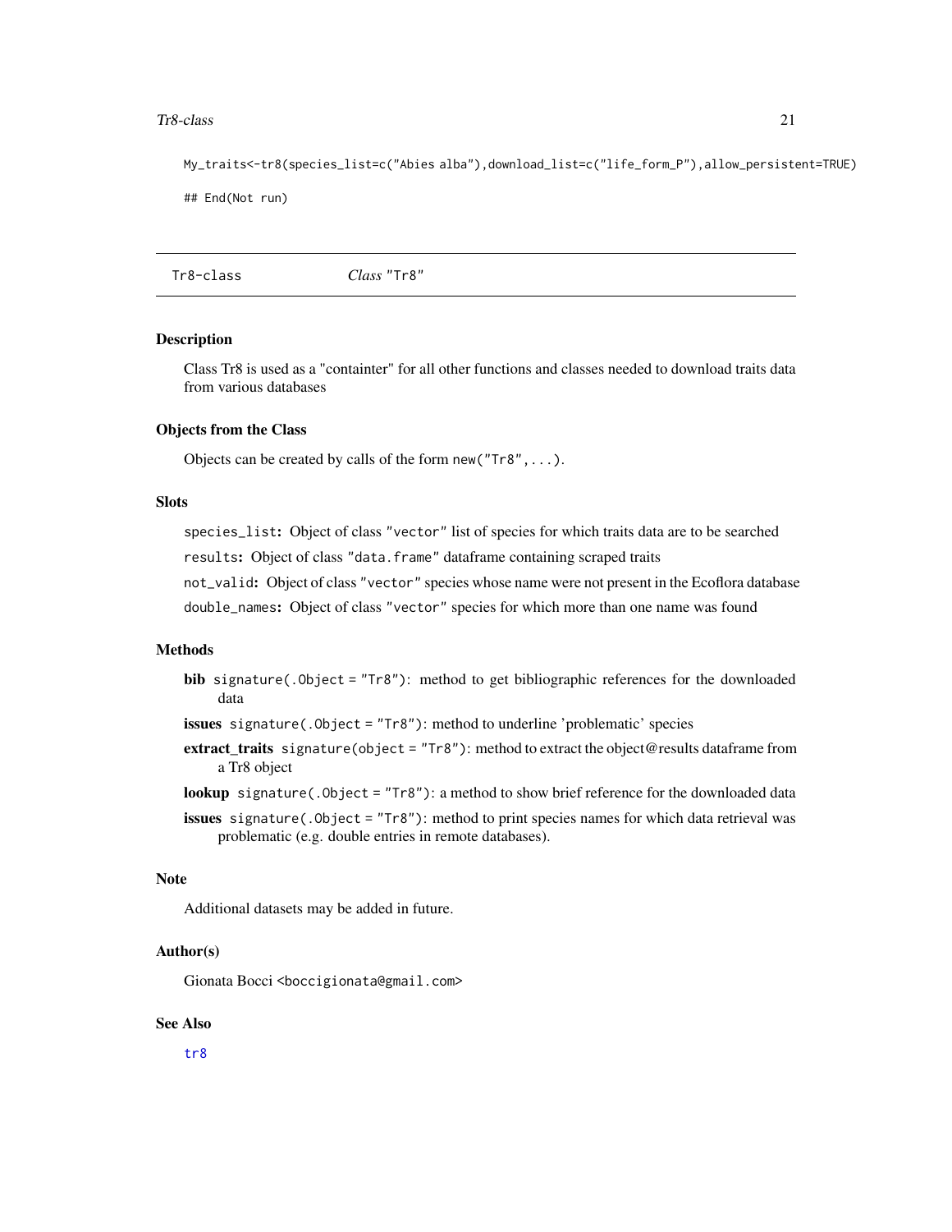```
My_traits<-tr8(species_list=c("Abies alba"),download_list=c("life_form_P"),allow_persistent=TRUE)

## End(Not run)
```

---

## Tr8-class *Class "Tr8"*

### Description

Class Tr8 is used as a "containter" for all other functions and classes needed to download traits data from various databases

### Objects from the Class

Objects can be created by calls of the form `new("Tr8",...)`.

### Slots

`species_list`: Object of class `"vector"` list of species for which traits data are to be searched

`results`: Object of class `"data.frame"` dataframe containing scraped traits

`not_valid`: Object of class `"vector"` species whose name were not present in the Ecoflora database

`double_names`: Object of class `"vector"` species for which more than one name was found

### Methods

**bib** `signature(.Object = "Tr8")`: method to get bibliographic references for the downloaded data

**issues** `signature(.Object = "Tr8")`: method to underline 'problematic' species

**extract_traits** `signature(object = "Tr8")`: method to extract the object@results dataframe from a Tr8 object

**lookup** `signature(.Object = "Tr8")`: a method to show brief reference for the downloaded data

**issues** `signature(.Object = "Tr8")`: method to print species names for which data retrieval was problematic (e.g. double entries in remote databases).

### Note

Additional datasets may be added in future.

### Author(s)

Gionata Bocci <boccigionata@gmail.com>

### See Also

`tr8`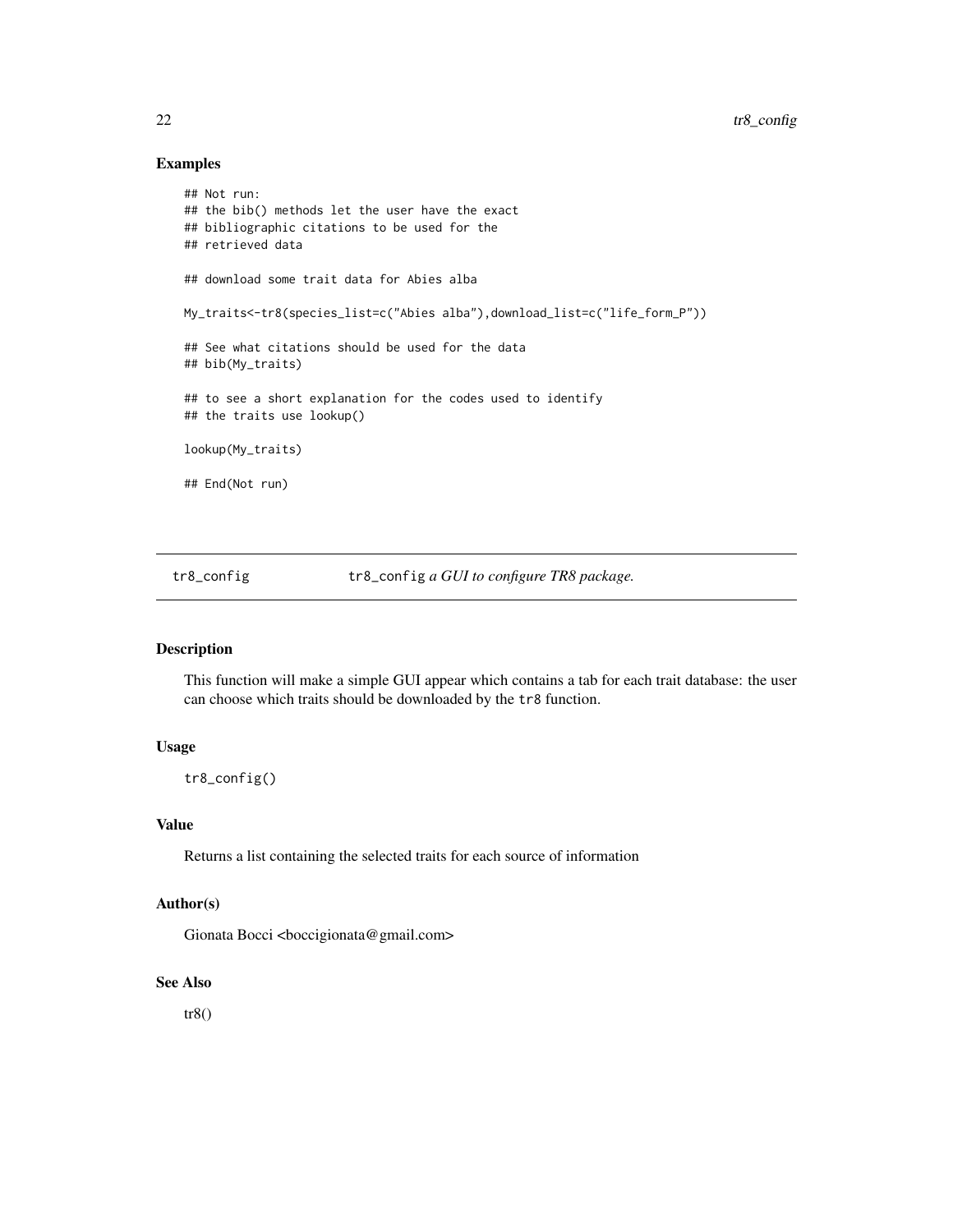### Examples

```
## Not run:
## the bib() methods let the user have the exact
## bibliographic citations to be used for the
## retrieved data

## download some trait data for Abies alba

My_traits<-tr8(species_list=c("Abies alba"),download_list=c("life_form_P"))

## See what citations should be used for the data
## bib(My_traits)

## to see a short explanation for the codes used to identify
## the traits use lookup()

lookup(My_traits)

## End(Not run)
```

---

## tr8_config &nbsp;&nbsp;&nbsp;&nbsp; `tr8_config` *a GUI to configure TR8 package.*

---

### Description

This function will make a simple GUI appear which contains a tab for each trait database: the user can choose which traits should be downloaded by the `tr8` function.

### Usage

```
tr8_config()
```

### Value

Returns a list containing the selected traits for each source of information

### Author(s)

Gionata Bocci <boccigionata@gmail.com>

### See Also

tr8()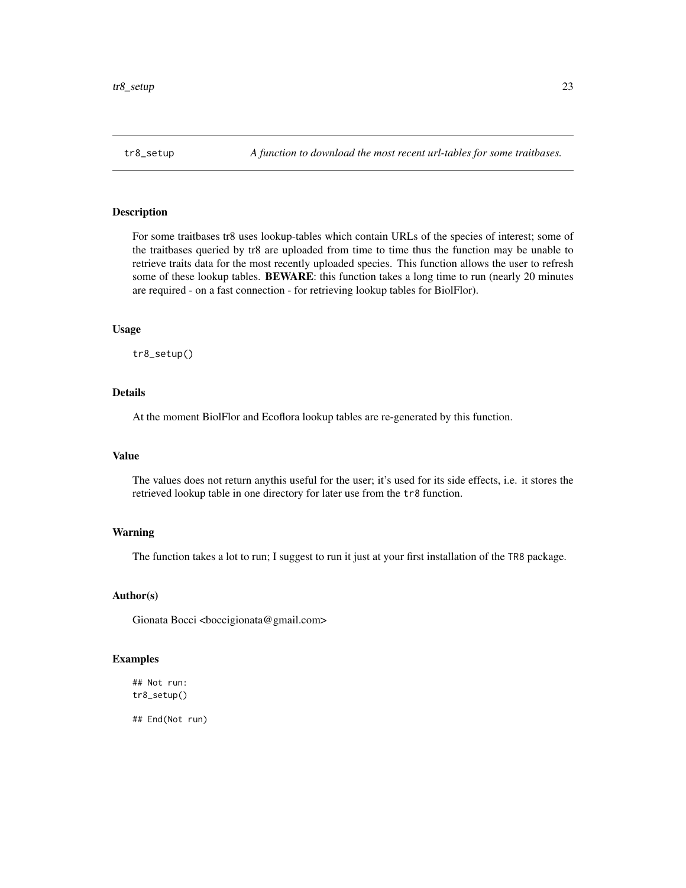## tr8_setup — *A function to download the most recent url-tables for some traitbases.*

### Description

For some traitbases tr8 uses lookup-tables which contain URLs of the species of interest; some of the traitbases queried by tr8 are uploaded from time to time thus the function may be unable to retrieve traits data for the most recently uploaded species. This function allows the user to refresh some of these lookup tables. **BEWARE**: this function takes a long time to run (nearly 20 minutes are required - on a fast connection - for retrieving lookup tables for BiolFlor).

### Usage

```
tr8_setup()
```

### Details

At the moment BiolFlor and Ecoflora lookup tables are re-generated by this function.

### Value

The values does not return anythis useful for the user; it's used for its side effects, i.e. it stores the retrieved lookup table in one directory for later use from the `tr8` function.

### Warning

The function takes a lot to run; I suggest to run it just at your first installation of the `TR8` package.

### Author(s)

Gionata Bocci <boccigionata@gmail.com>

### Examples

```
## Not run:
tr8_setup()

## End(Not run)
```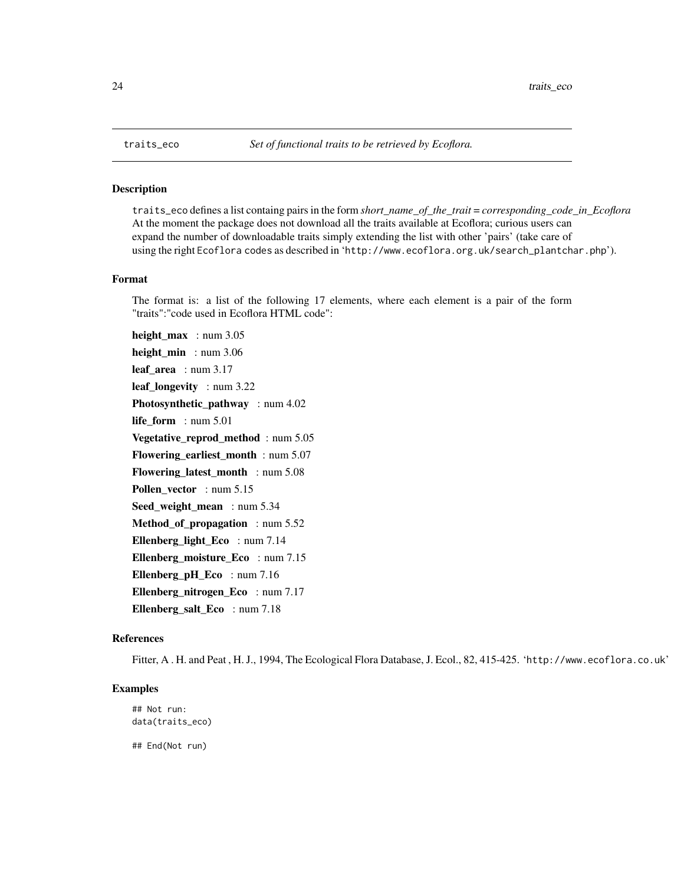`traits_eco` *Set of functional traits to be retrieved by Ecoflora.*

## Description

`traits_eco` defines a list containg pairs in the form *short_name_of_the_trait = corresponding_code_in_Ecoflora* At the moment the package does not download all the traits available at Ecoflora; curious users can expand the number of downloadable traits simply extending the list with other 'pairs' (take care of using the right `Ecoflora` codes as described in '`http://www.ecoflora.org.uk/search_plantchar.php`').

## Format

The format is: a list of the following 17 elements, where each element is a pair of the form "traits":"code used in Ecoflora HTML code":

**height_max** : num 3.05

**height_min** : num 3.06

**leaf_area** : num 3.17

**leaf_longevity** : num 3.22

**Photosynthetic_pathway** : num 4.02

**life_form** : num 5.01

**Vegetative_reprod_method** : num 5.05

**Flowering_earliest_month** : num 5.07

**Flowering_latest_month** : num 5.08

**Pollen_vector** : num 5.15

**Seed_weight_mean** : num 5.34

**Method_of_propagation** : num 5.52

**Ellenberg_light_Eco** : num 7.14

**Ellenberg_moisture_Eco** : num 7.15

**Ellenberg_pH_Eco** : num 7.16

**Ellenberg_nitrogen_Eco** : num 7.17

**Ellenberg_salt_Eco** : num 7.18

## References

Fitter, A . H. and Peat , H. J., 1994, The Ecological Flora Database, J. Ecol., 82, 415-425. '`http://www.ecoflora.co.uk`'

## Examples

```
## Not run:
data(traits_eco)

## End(Not run)
```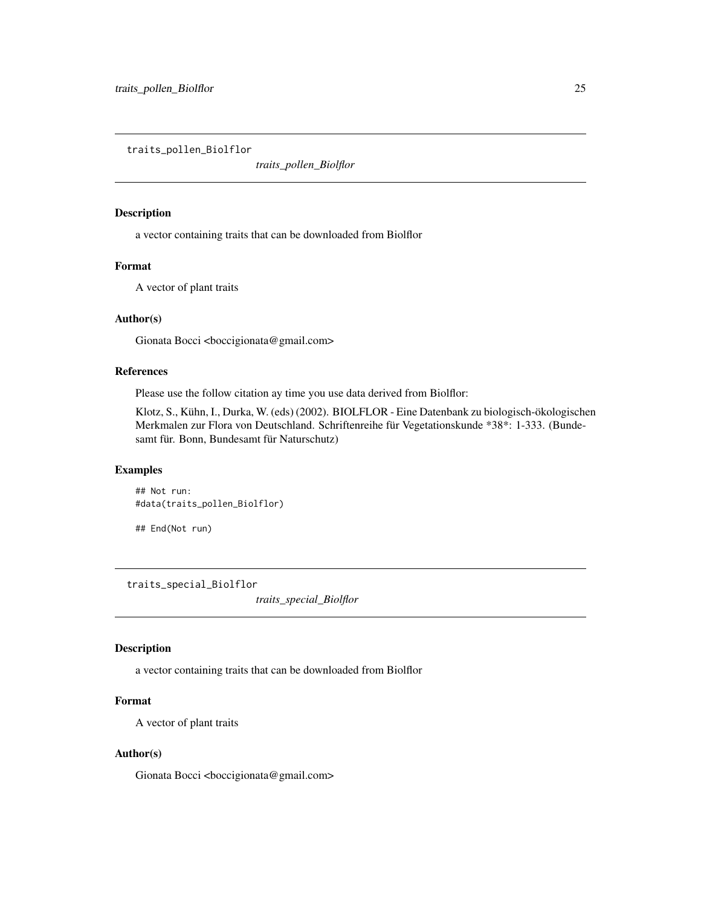## traits_pollen_Biolflor

*traits_pollen_Biolflor*

### Description

a vector containing traits that can be downloaded from Biolflor

### Format

A vector of plant traits

### Author(s)

Gionata Bocci <boccigionata@gmail.com>

### References

Please use the follow citation ay time you use data derived from Biolflor:

Klotz, S., Kühn, I., Durka, W. (eds) (2002). BIOLFLOR - Eine Datenbank zu biologisch-ökologischen Merkmalen zur Flora von Deutschland. Schriftenreihe für Vegetationskunde *38*: 1-333. (Bundesamt für. Bonn, Bundesamt für Naturschutz)

### Examples

```
## Not run:
#data(traits_pollen_Biolflor)

## End(Not run)
```

## traits_special_Biolflor

*traits_special_Biolflor*

### Description

a vector containing traits that can be downloaded from Biolflor

### Format

A vector of plant traits

### Author(s)

Gionata Bocci <boccigionata@gmail.com>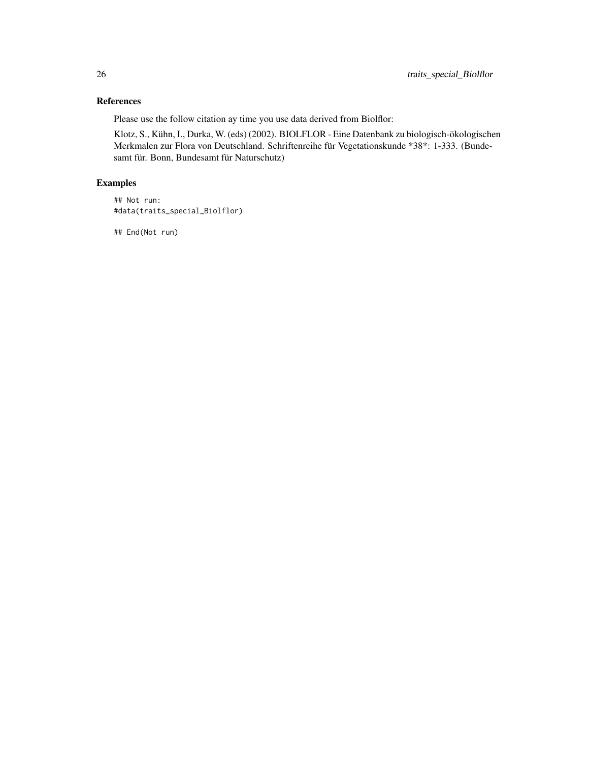## References

Please use the follow citation ay time you use data derived from Biolflor:

Klotz, S., Kühn, I., Durka, W. (eds) (2002). BIOLFLOR - Eine Datenbank zu biologisch-ökologischen Merkmalen zur Flora von Deutschland. Schriftenreihe für Vegetationskunde *38*: 1-333. (Bundesamt für. Bonn, Bundesamt für Naturschutz)

## Examples

```
## Not run:
#data(traits_special_Biolflor)

## End(Not run)
```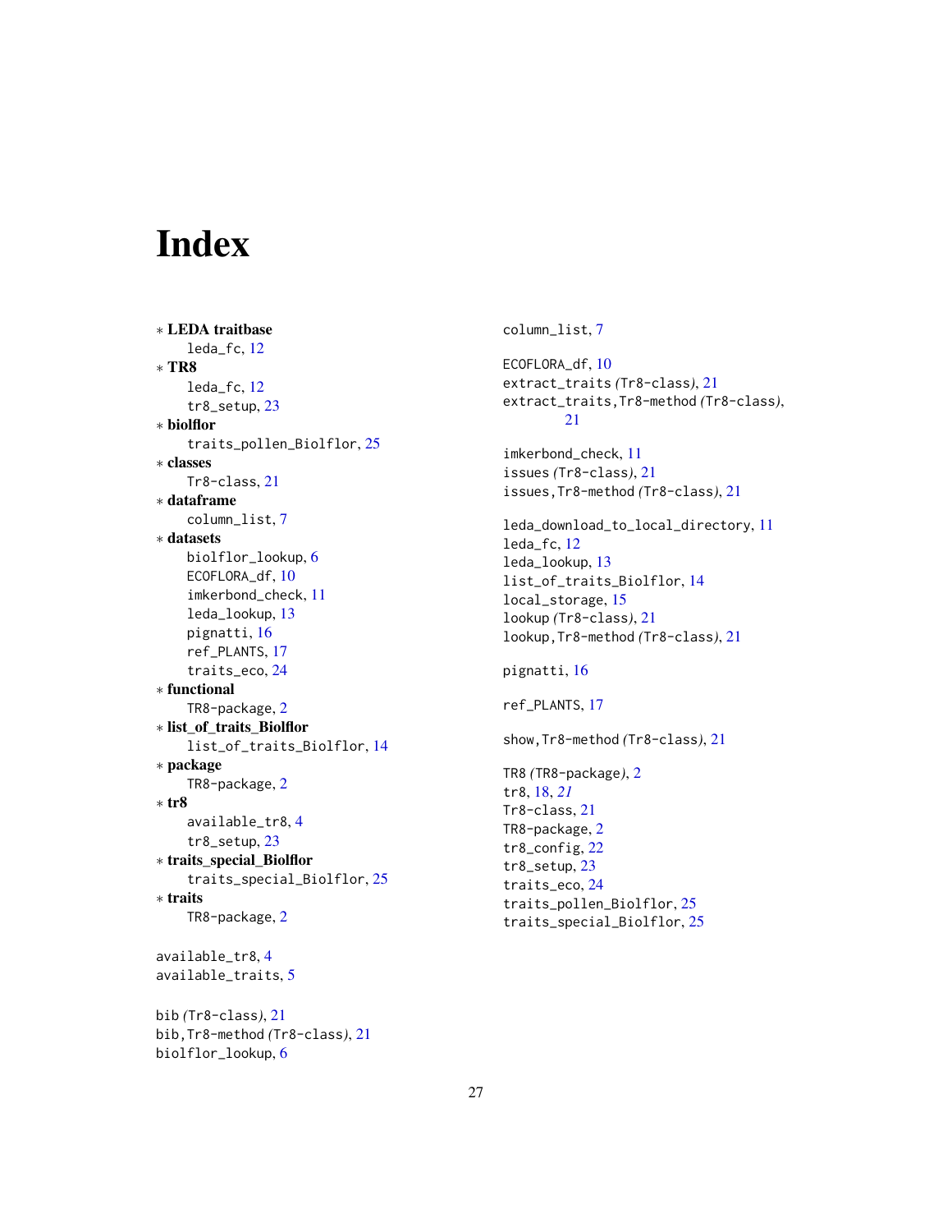# Index

* **LEDA traitbase**
  leda_fc, 12
* **TR8**
  leda_fc, 12
  tr8_setup, 23
* **biolflor**
  traits_pollen_Biolflor, 25
* **classes**
  Tr8-class, 21
* **dataframe**
  column_list, 7
* **datasets**
  biolflor_lookup, 6
  ECOFLORA_df, 10
  imkerbond_check, 11
  leda_lookup, 13
  pignatti, 16
  ref_PLANTS, 17
  traits_eco, 24
* **functional**
  TR8-package, 2
* **list_of_traits_Biolflor**
  list_of_traits_Biolflor, 14
* **package**
  TR8-package, 2
* **tr8**
  available_tr8, 4
  tr8_setup, 23
* **traits_special_Biolflor**
  traits_special_Biolflor, 25
* **traits**
  TR8-package, 2

available_tr8, 4
available_traits, 5

bib *(*Tr8-class*)*, 21
bib,Tr8-method *(*Tr8-class*)*, 21
biolflor_lookup, 6

column_list, 7

ECOFLORA_df, 10
extract_traits *(*Tr8-class*)*, 21
extract_traits,Tr8-method *(*Tr8-class*)*, 21

imkerbond_check, 11
issues *(*Tr8-class*)*, 21
issues,Tr8-method *(*Tr8-class*)*, 21

leda_download_to_local_directory, 11
leda_fc, 12
leda_lookup, 13
list_of_traits_Biolflor, 14
local_storage, 15
lookup *(*Tr8-class*)*, 21
lookup,Tr8-method *(*Tr8-class*)*, 21

pignatti, 16

ref_PLANTS, 17

show,Tr8-method *(*Tr8-class*)*, 21

TR8 *(*TR8-package*)*, 2
tr8, 18, *21*
Tr8-class, 21
TR8-package, 2
tr8_config, 22
tr8_setup, 23
traits_eco, 24
traits_pollen_Biolflor, 25
traits_special_Biolflor, 25